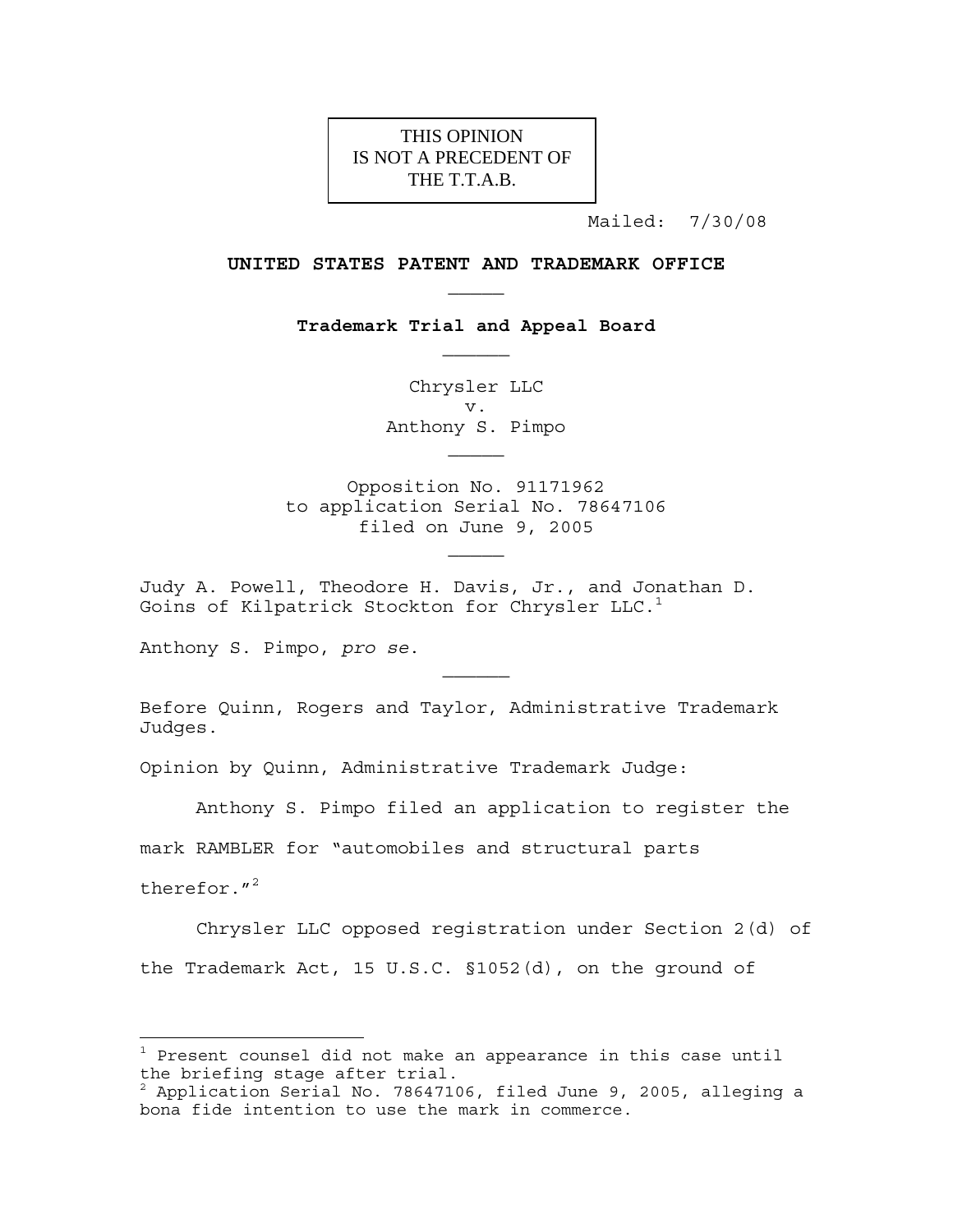THIS OPINION
IS NOT A PRECEDENT OF
THE T.T.A.B.

Mailed: 7/30/08

**UNITED STATES PATENT AND TRADEMARK OFFICE**

**Trademark Trial and Appeal Board**

Chrysler LLC
v.
Anthony S. Pimpo

Opposition No. 91171962
to application Serial No. 78647106
filed on June 9, 2005

Judy A. Powell, Theodore H. Davis, Jr., and Jonathan D. Goins of Kilpatrick Stockton for Chrysler LLC.[1]

Anthony S. Pimpo, *pro se*.

Before Quinn, Rogers and Taylor, Administrative Trademark Judges.

Opinion by Quinn, Administrative Trademark Judge:

Anthony S. Pimpo filed an application to register the mark RAMBLER for "automobiles and structural parts therefor."[2]

Chrysler LLC opposed registration under Section 2(d) of the Trademark Act, 15 U.S.C. §1052(d), on the ground of

---

[1] Present counsel did not make an appearance in this case until the briefing stage after trial.

[2] Application Serial No. 78647106, filed June 9, 2005, alleging a bona fide intention to use the mark in commerce.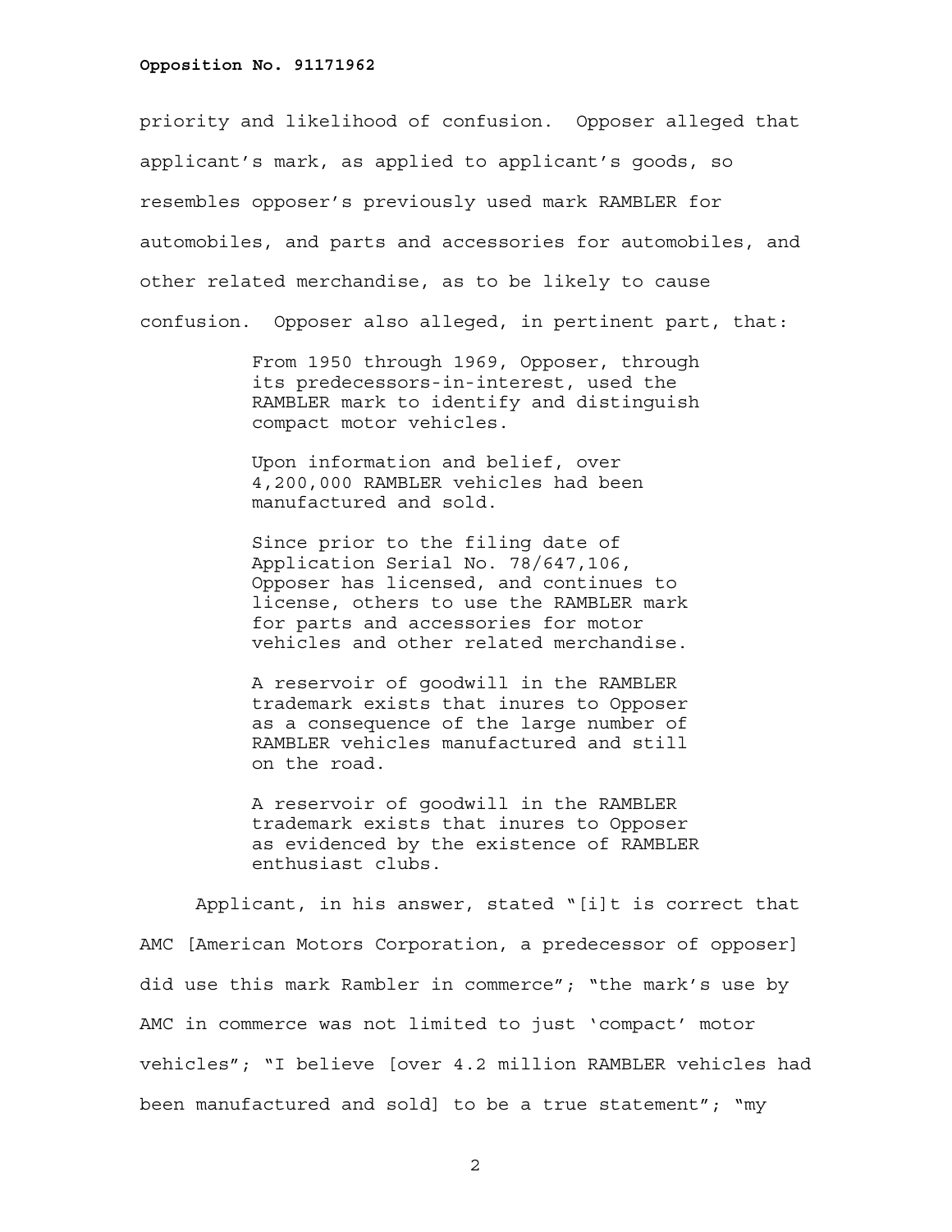priority and likelihood of confusion. Opposer alleged that applicant's mark, as applied to applicant's goods, so resembles opposer's previously used mark RAMBLER for automobiles, and parts and accessories for automobiles, and other related merchandise, as to be likely to cause confusion. Opposer also alleged, in pertinent part, that:

> From 1950 through 1969, Opposer, through its predecessors-in-interest, used the RAMBLER mark to identify and distinguish compact motor vehicles.
>
> Upon information and belief, over 4,200,000 RAMBLER vehicles had been manufactured and sold.
>
> Since prior to the filing date of Application Serial No. 78/647,106, Opposer has licensed, and continues to license, others to use the RAMBLER mark for parts and accessories for motor vehicles and other related merchandise.
>
> A reservoir of goodwill in the RAMBLER trademark exists that inures to Opposer as a consequence of the large number of RAMBLER vehicles manufactured and still on the road.
>
> A reservoir of goodwill in the RAMBLER trademark exists that inures to Opposer as evidenced by the existence of RAMBLER enthusiast clubs.

Applicant, in his answer, stated "[i]t is correct that AMC [American Motors Corporation, a predecessor of opposer] did use this mark Rambler in commerce"; "the mark's use by AMC in commerce was not limited to just 'compact' motor vehicles"; "I believe [over 4.2 million RAMBLER vehicles had been manufactured and sold] to be a true statement"; "my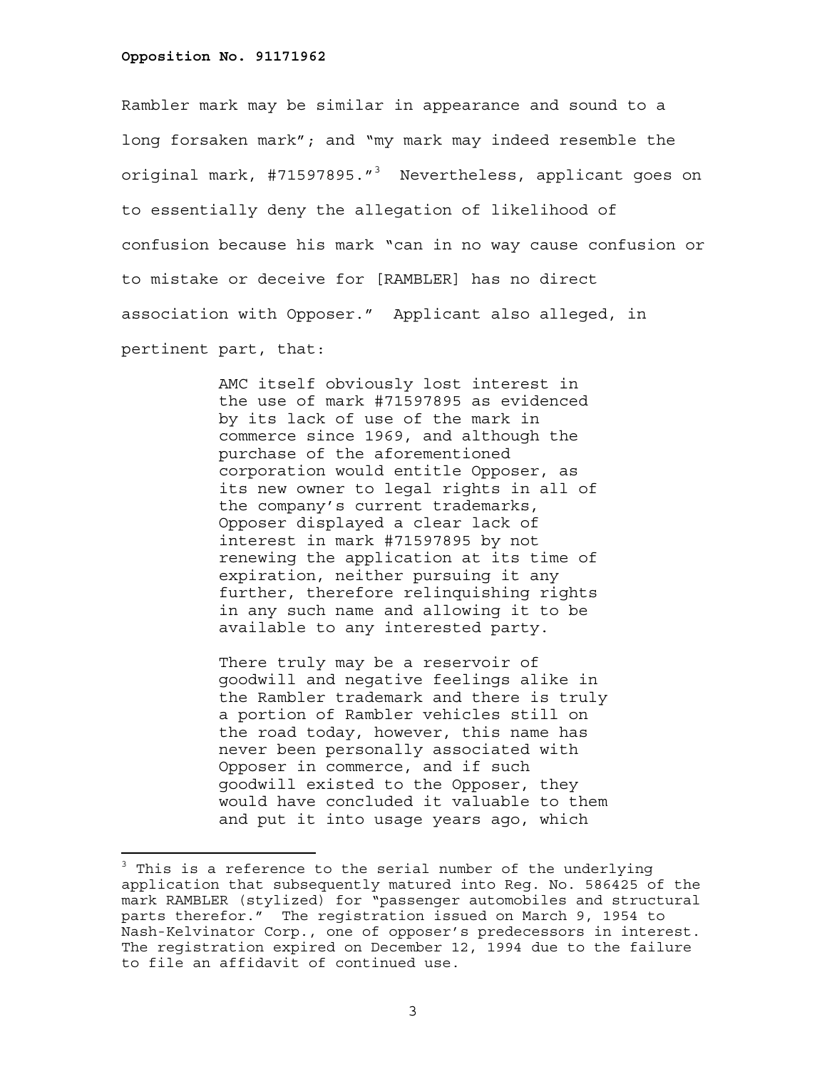Rambler mark may be similar in appearance and sound to a long forsaken mark"; and "my mark may indeed resemble the original mark, #71597895."[3] Nevertheless, applicant goes on to essentially deny the allegation of likelihood of confusion because his mark "can in no way cause confusion or to mistake or deceive for [RAMBLER] has no direct association with Opposer." Applicant also alleged, in pertinent part, that:

> AMC itself obviously lost interest in the use of mark #71597895 as evidenced by its lack of use of the mark in commerce since 1969, and although the purchase of the aforementioned corporation would entitle Opposer, as its new owner to legal rights in all of the company's current trademarks, Opposer displayed a clear lack of interest in mark #71597895 by not renewing the application at its time of expiration, neither pursuing it any further, therefore relinquishing rights in any such name and allowing it to be available to any interested party.
>
> There truly may be a reservoir of goodwill and negative feelings alike in the Rambler trademark and there is truly a portion of Rambler vehicles still on the road today, however, this name has never been personally associated with Opposer in commerce, and if such goodwill existed to the Opposer, they would have concluded it valuable to them and put it into usage years ago, which

---

[3] This is a reference to the serial number of the underlying application that subsequently matured into Reg. No. 586425 of the mark RAMBLER (stylized) for "passenger automobiles and structural parts therefor." The registration issued on March 9, 1954 to Nash-Kelvinator Corp., one of opposer's predecessors in interest. The registration expired on December 12, 1994 due to the failure to file an affidavit of continued use.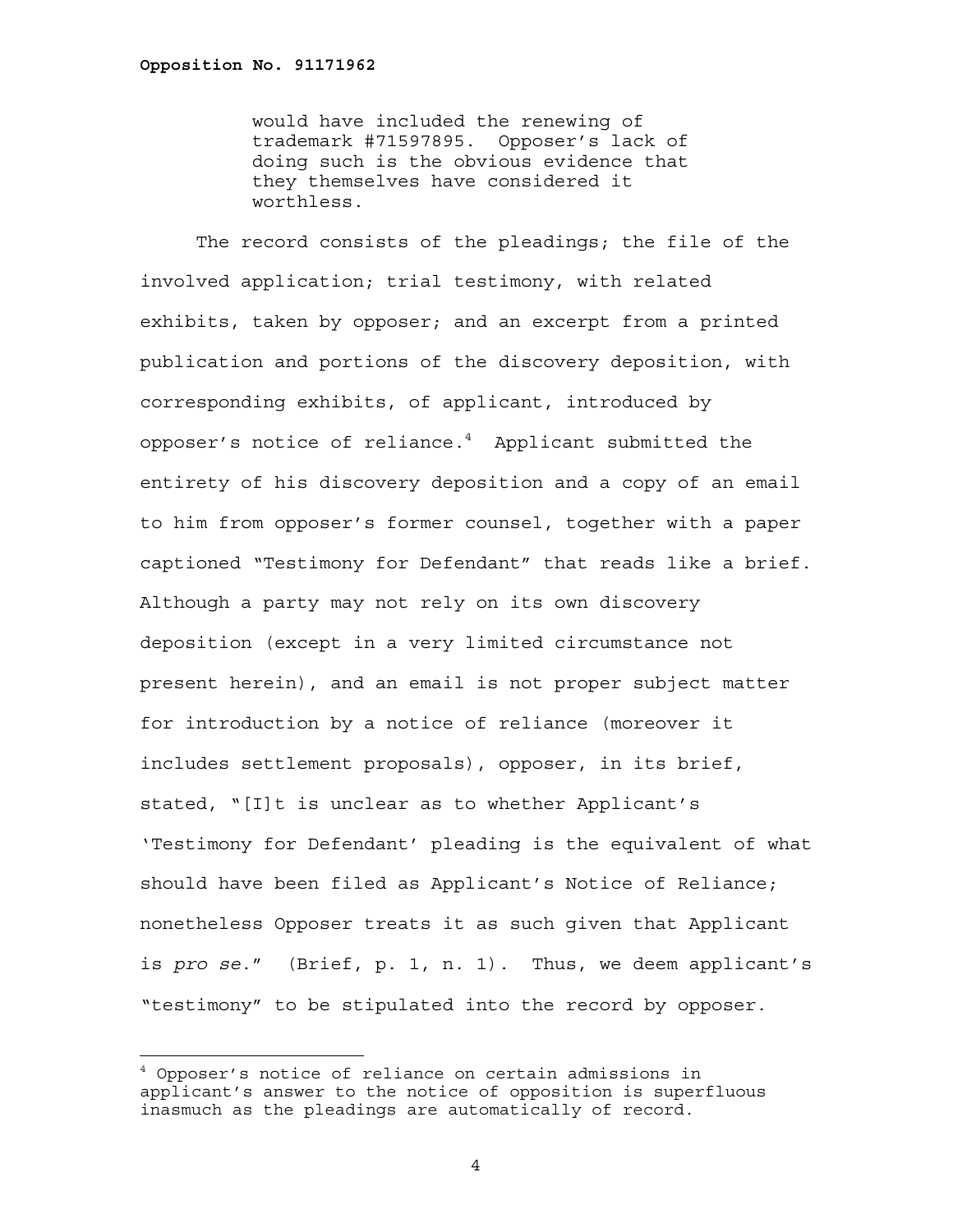> would have included the renewing of trademark #71597895. Opposer's lack of doing such is the obvious evidence that they themselves have considered it worthless.

The record consists of the pleadings; the file of the involved application; trial testimony, with related exhibits, taken by opposer; and an excerpt from a printed publication and portions of the discovery deposition, with corresponding exhibits, of applicant, introduced by opposer's notice of reliance.[4] Applicant submitted the entirety of his discovery deposition and a copy of an email to him from opposer's former counsel, together with a paper captioned "Testimony for Defendant" that reads like a brief. Although a party may not rely on its own discovery deposition (except in a very limited circumstance not present herein), and an email is not proper subject matter for introduction by a notice of reliance (moreover it includes settlement proposals), opposer, in its brief, stated, "[I]t is unclear as to whether Applicant's 'Testimony for Defendant' pleading is the equivalent of what should have been filed as Applicant's Notice of Reliance; nonetheless Opposer treats it as such given that Applicant is *pro se*." (Brief, p. 1, n. 1). Thus, we deem applicant's "testimony" to be stipulated into the record by opposer.

[4] Opposer's notice of reliance on certain admissions in applicant's answer to the notice of opposition is superfluous inasmuch as the pleadings are automatically of record.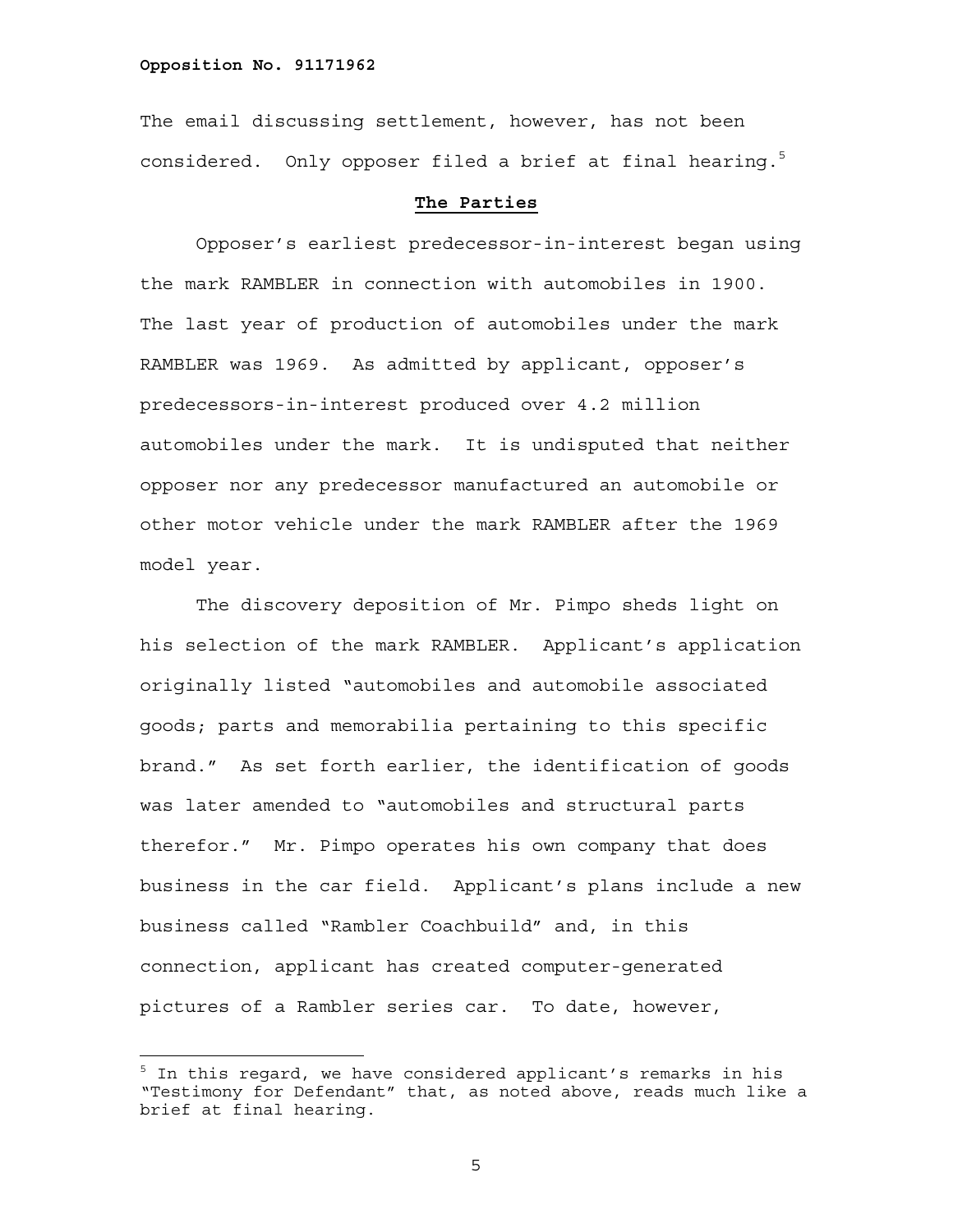The email discussing settlement, however, has not been considered. Only opposer filed a brief at final hearing.[5]

## The Parties

Opposer's earliest predecessor-in-interest began using the mark RAMBLER in connection with automobiles in 1900. The last year of production of automobiles under the mark RAMBLER was 1969. As admitted by applicant, opposer's predecessors-in-interest produced over 4.2 million automobiles under the mark. It is undisputed that neither opposer nor any predecessor manufactured an automobile or other motor vehicle under the mark RAMBLER after the 1969 model year.

The discovery deposition of Mr. Pimpo sheds light on his selection of the mark RAMBLER. Applicant's application originally listed "automobiles and automobile associated goods; parts and memorabilia pertaining to this specific brand." As set forth earlier, the identification of goods was later amended to "automobiles and structural parts therefor." Mr. Pimpo operates his own company that does business in the car field. Applicant's plans include a new business called "Rambler Coachbuild" and, in this connection, applicant has created computer-generated pictures of a Rambler series car. To date, however,

---

[5] In this regard, we have considered applicant's remarks in his "Testimony for Defendant" that, as noted above, reads much like a brief at final hearing.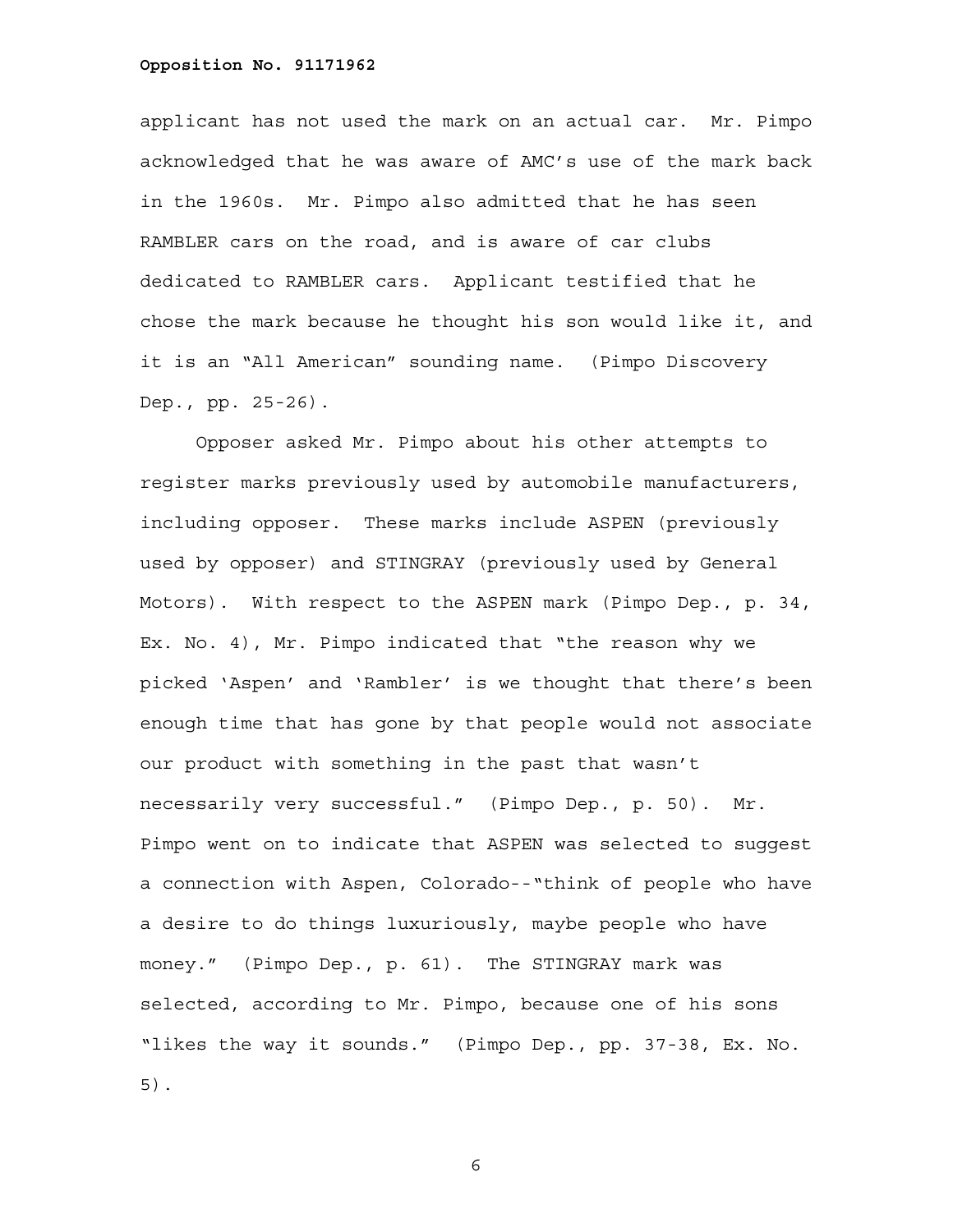applicant has not used the mark on an actual car. Mr. Pimpo acknowledged that he was aware of AMC's use of the mark back in the 1960s. Mr. Pimpo also admitted that he has seen RAMBLER cars on the road, and is aware of car clubs dedicated to RAMBLER cars. Applicant testified that he chose the mark because he thought his son would like it, and it is an "All American" sounding name. (Pimpo Discovery Dep., pp. 25-26).

Opposer asked Mr. Pimpo about his other attempts to register marks previously used by automobile manufacturers, including opposer. These marks include ASPEN (previously used by opposer) and STINGRAY (previously used by General Motors). With respect to the ASPEN mark (Pimpo Dep., p. 34, Ex. No. 4), Mr. Pimpo indicated that "the reason why we picked 'Aspen' and 'Rambler' is we thought that there's been enough time that has gone by that people would not associate our product with something in the past that wasn't necessarily very successful." (Pimpo Dep., p. 50). Mr. Pimpo went on to indicate that ASPEN was selected to suggest a connection with Aspen, Colorado--"think of people who have a desire to do things luxuriously, maybe people who have money." (Pimpo Dep., p. 61). The STINGRAY mark was selected, according to Mr. Pimpo, because one of his sons "likes the way it sounds." (Pimpo Dep., pp. 37-38, Ex. No. 5).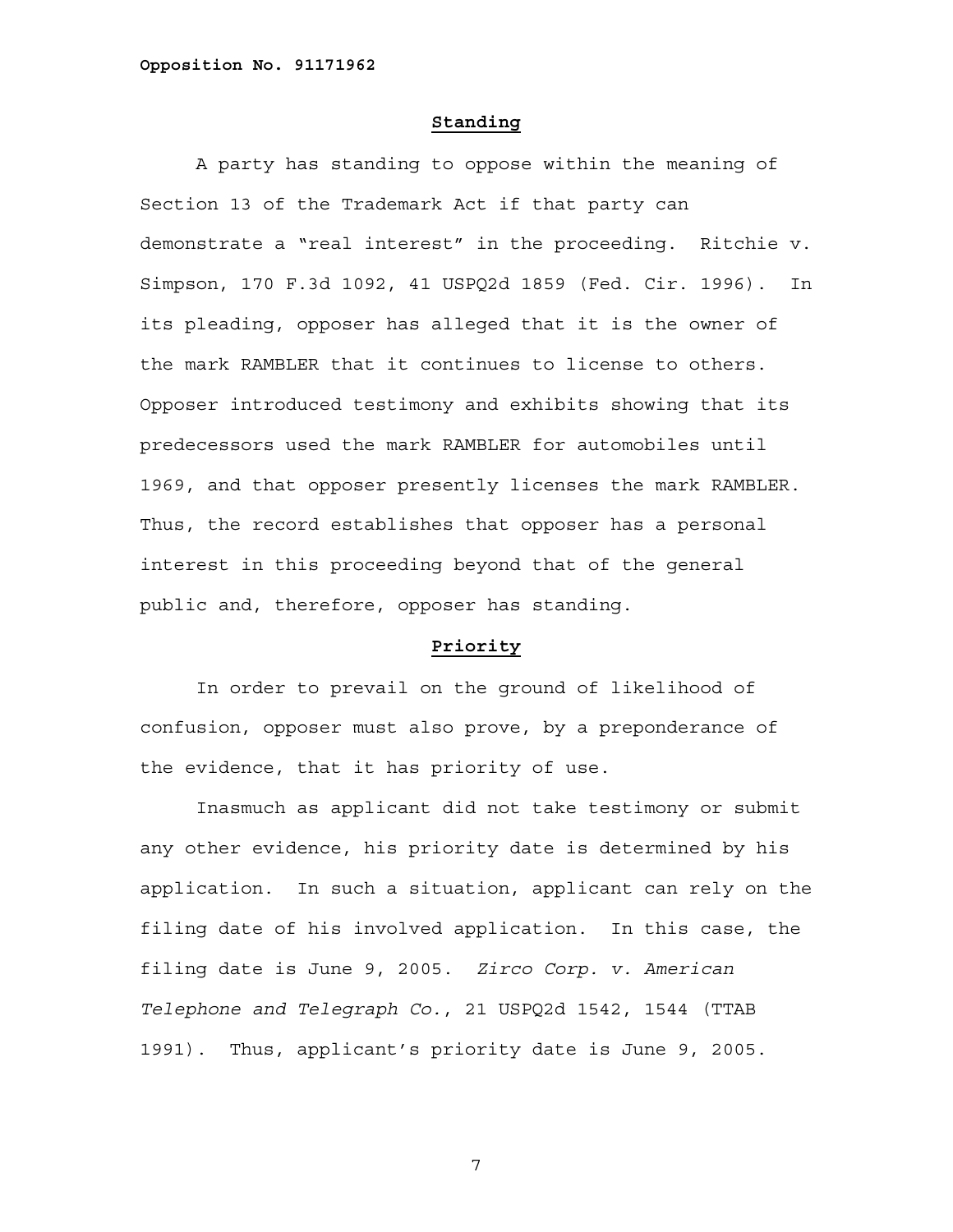## Standing

A party has standing to oppose within the meaning of Section 13 of the Trademark Act if that party can demonstrate a "real interest" in the proceeding. Ritchie v. Simpson, 170 F.3d 1092, 41 USPQ2d 1859 (Fed. Cir. 1996). In its pleading, opposer has alleged that it is the owner of the mark RAMBLER that it continues to license to others. Opposer introduced testimony and exhibits showing that its predecessors used the mark RAMBLER for automobiles until 1969, and that opposer presently licenses the mark RAMBLER. Thus, the record establishes that opposer has a personal interest in this proceeding beyond that of the general public and, therefore, opposer has standing.

## Priority

In order to prevail on the ground of likelihood of confusion, opposer must also prove, by a preponderance of the evidence, that it has priority of use.

Inasmuch as applicant did not take testimony or submit any other evidence, his priority date is determined by his application. In such a situation, applicant can rely on the filing date of his involved application. In this case, the filing date is June 9, 2005. *Zirco Corp. v. American Telephone and Telegraph Co.*, 21 USPQ2d 1542, 1544 (TTAB 1991). Thus, applicant's priority date is June 9, 2005.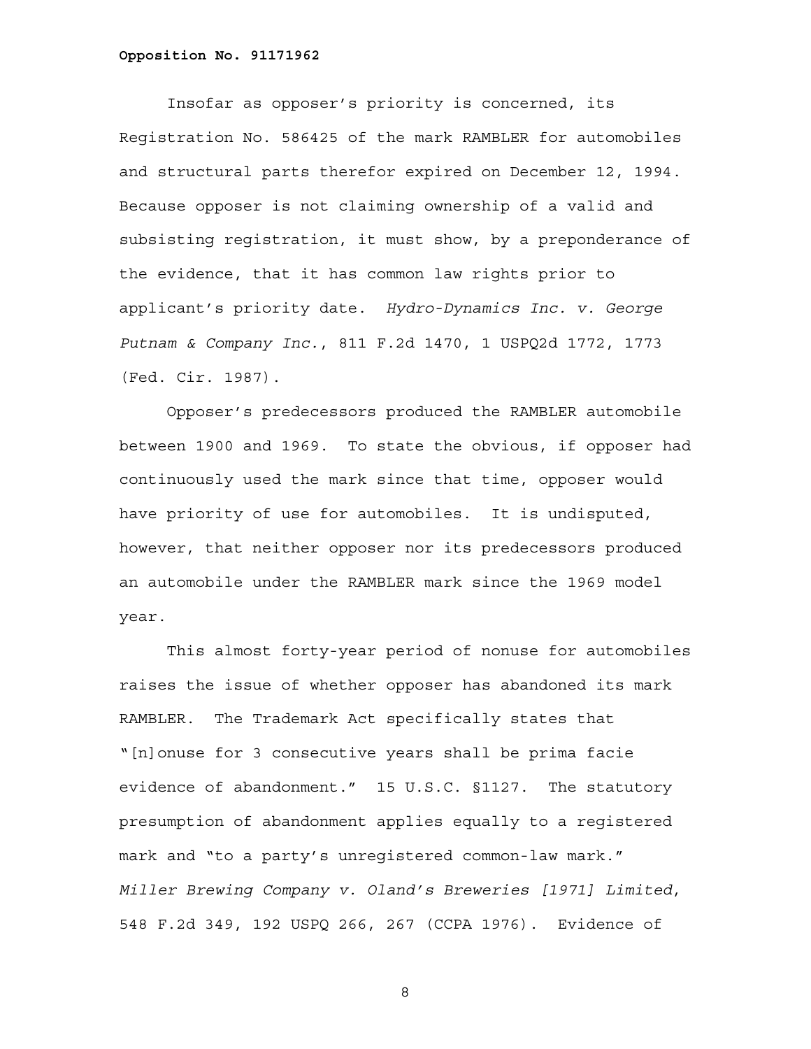Insofar as opposer's priority is concerned, its Registration No. 586425 of the mark RAMBLER for automobiles and structural parts therefor expired on December 12, 1994. Because opposer is not claiming ownership of a valid and subsisting registration, it must show, by a preponderance of the evidence, that it has common law rights prior to applicant's priority date. *Hydro-Dynamics Inc. v. George Putnam & Company Inc.*, 811 F.2d 1470, 1 USPQ2d 1772, 1773 (Fed. Cir. 1987).

Opposer's predecessors produced the RAMBLER automobile between 1900 and 1969. To state the obvious, if opposer had continuously used the mark since that time, opposer would have priority of use for automobiles. It is undisputed, however, that neither opposer nor its predecessors produced an automobile under the RAMBLER mark since the 1969 model year.

This almost forty-year period of nonuse for automobiles raises the issue of whether opposer has abandoned its mark RAMBLER. The Trademark Act specifically states that "[n]onuse for 3 consecutive years shall be prima facie evidence of abandonment." 15 U.S.C. §1127. The statutory presumption of abandonment applies equally to a registered mark and "to a party's unregistered common-law mark." *Miller Brewing Company v. Oland's Breweries [1971] Limited*, 548 F.2d 349, 192 USPQ 266, 267 (CCPA 1976). Evidence of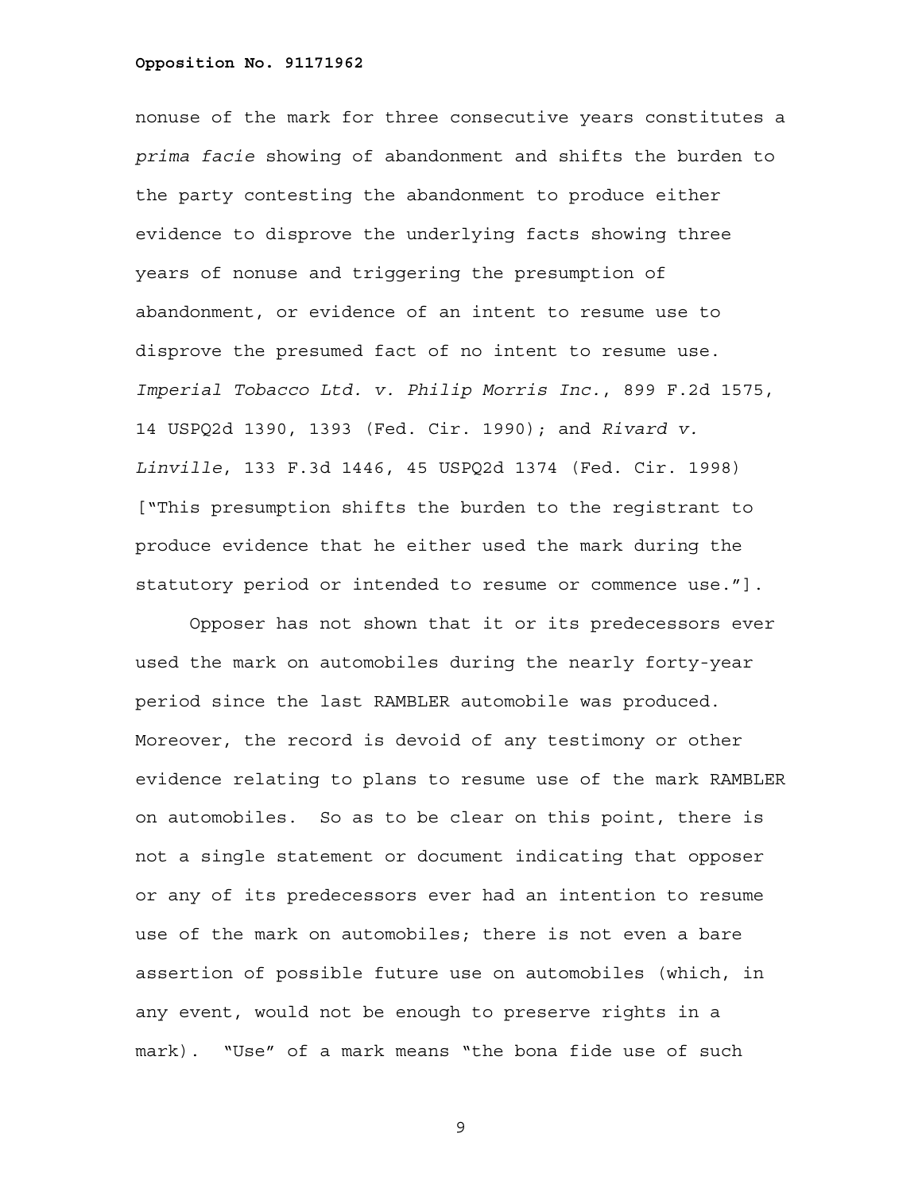nonuse of the mark for three consecutive years constitutes a *prima facie* showing of abandonment and shifts the burden to the party contesting the abandonment to produce either evidence to disprove the underlying facts showing three years of nonuse and triggering the presumption of abandonment, or evidence of an intent to resume use to disprove the presumed fact of no intent to resume use. *Imperial Tobacco Ltd. v. Philip Morris Inc.*, 899 F.2d 1575, 14 USPQ2d 1390, 1393 (Fed. Cir. 1990); and *Rivard v. Linville*, 133 F.3d 1446, 45 USPQ2d 1374 (Fed. Cir. 1998) ["This presumption shifts the burden to the registrant to produce evidence that he either used the mark during the statutory period or intended to resume or commence use."].

Opposer has not shown that it or its predecessors ever used the mark on automobiles during the nearly forty-year period since the last RAMBLER automobile was produced. Moreover, the record is devoid of any testimony or other evidence relating to plans to resume use of the mark RAMBLER on automobiles. So as to be clear on this point, there is not a single statement or document indicating that opposer or any of its predecessors ever had an intention to resume use of the mark on automobiles; there is not even a bare assertion of possible future use on automobiles (which, in any event, would not be enough to preserve rights in a mark). "Use" of a mark means "the bona fide use of such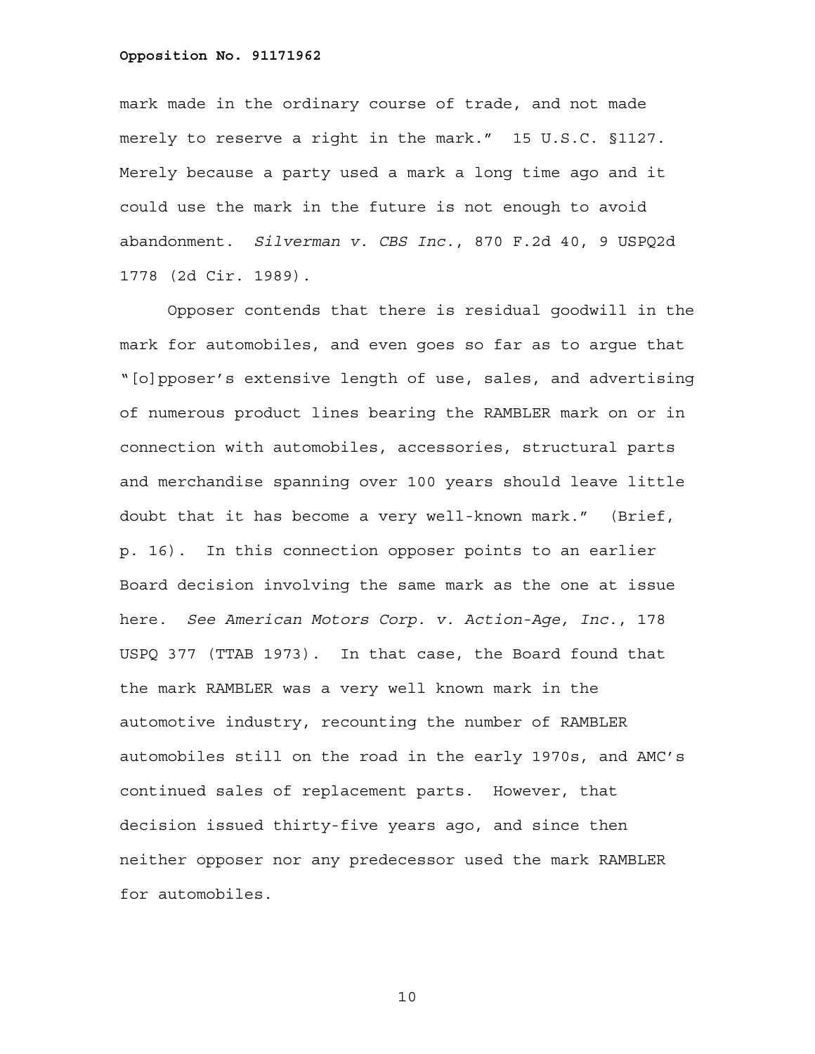mark made in the ordinary course of trade, and not made merely to reserve a right in the mark." 15 U.S.C. §1127. Merely because a party used a mark a long time ago and it could use the mark in the future is not enough to avoid abandonment. *Silverman v. CBS Inc.*, 870 F.2d 40, 9 USPQ2d 1778 (2d Cir. 1989).

Opposer contends that there is residual goodwill in the mark for automobiles, and even goes so far as to argue that "[o]pposer's extensive length of use, sales, and advertising of numerous product lines bearing the RAMBLER mark on or in connection with automobiles, accessories, structural parts and merchandise spanning over 100 years should leave little doubt that it has become a very well-known mark." (Brief, p. 16). In this connection opposer points to an earlier Board decision involving the same mark as the one at issue here. *See American Motors Corp. v. Action-Age, Inc.*, 178 USPQ 377 (TTAB 1973). In that case, the Board found that the mark RAMBLER was a very well known mark in the automotive industry, recounting the number of RAMBLER automobiles still on the road in the early 1970s, and AMC's continued sales of replacement parts. However, that decision issued thirty-five years ago, and since then neither opposer nor any predecessor used the mark RAMBLER for automobiles.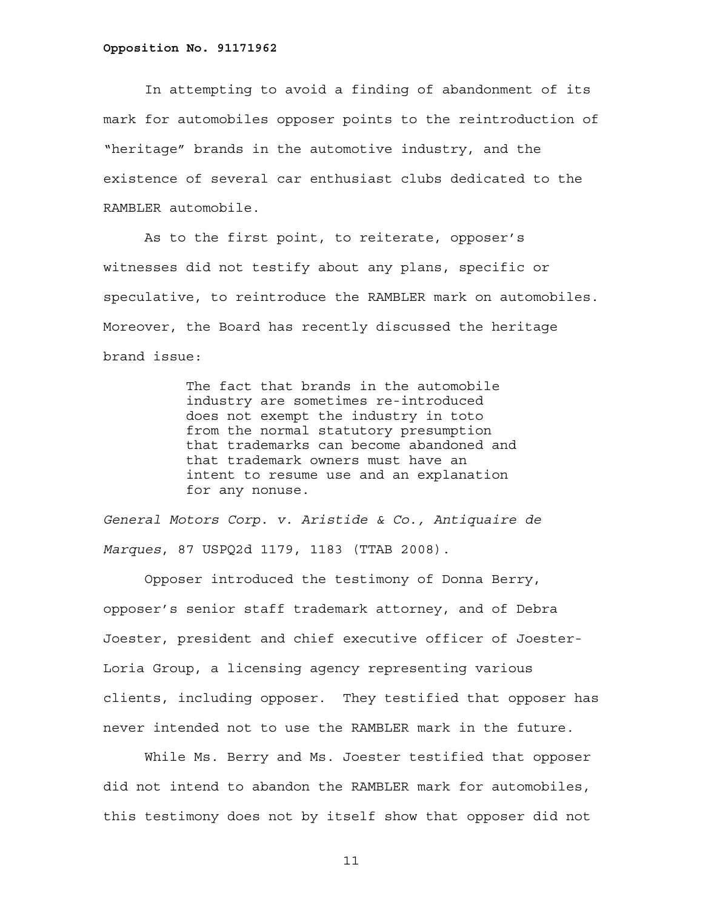In attempting to avoid a finding of abandonment of its mark for automobiles opposer points to the reintroduction of "heritage" brands in the automotive industry, and the existence of several car enthusiast clubs dedicated to the RAMBLER automobile.

As to the first point, to reiterate, opposer's witnesses did not testify about any plans, specific or speculative, to reintroduce the RAMBLER mark on automobiles. Moreover, the Board has recently discussed the heritage brand issue:

> The fact that brands in the automobile industry are sometimes re-introduced does not exempt the industry in toto from the normal statutory presumption that trademarks can become abandoned and that trademark owners must have an intent to resume use and an explanation for any nonuse.

*General Motors Corp. v. Aristide & Co., Antiquaire de Marques*, 87 USPQ2d 1179, 1183 (TTAB 2008).

Opposer introduced the testimony of Donna Berry, opposer's senior staff trademark attorney, and of Debra Joester, president and chief executive officer of Joester-Loria Group, a licensing agency representing various clients, including opposer. They testified that opposer has never intended not to use the RAMBLER mark in the future.

While Ms. Berry and Ms. Joester testified that opposer did not intend to abandon the RAMBLER mark for automobiles, this testimony does not by itself show that opposer did not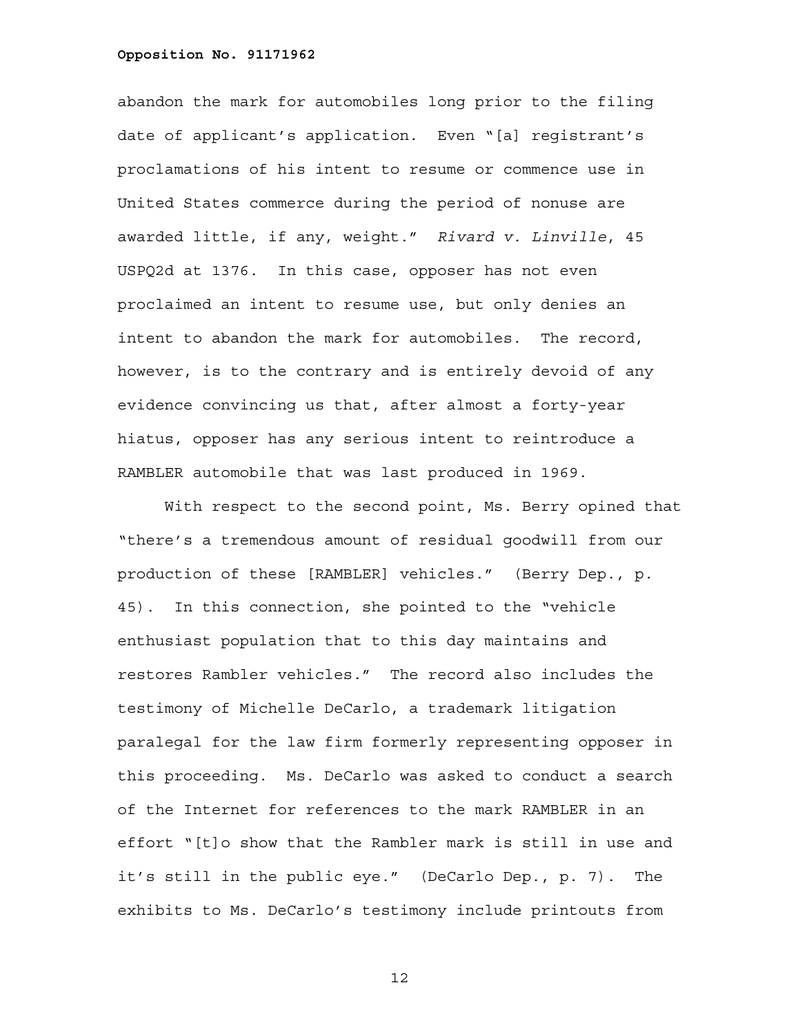abandon the mark for automobiles long prior to the filing date of applicant's application. Even "[a] registrant's proclamations of his intent to resume or commence use in United States commerce during the period of nonuse are awarded little, if any, weight." *Rivard v. Linville*, 45 USPQ2d at 1376. In this case, opposer has not even proclaimed an intent to resume use, but only denies an intent to abandon the mark for automobiles. The record, however, is to the contrary and is entirely devoid of any evidence convincing us that, after almost a forty-year hiatus, opposer has any serious intent to reintroduce a RAMBLER automobile that was last produced in 1969.

With respect to the second point, Ms. Berry opined that "there's a tremendous amount of residual goodwill from our production of these [RAMBLER] vehicles." (Berry Dep., p. 45). In this connection, she pointed to the "vehicle enthusiast population that to this day maintains and restores Rambler vehicles." The record also includes the testimony of Michelle DeCarlo, a trademark litigation paralegal for the law firm formerly representing opposer in this proceeding. Ms. DeCarlo was asked to conduct a search of the Internet for references to the mark RAMBLER in an effort "[t]o show that the Rambler mark is still in use and it's still in the public eye." (DeCarlo Dep., p. 7). The exhibits to Ms. DeCarlo's testimony include printouts from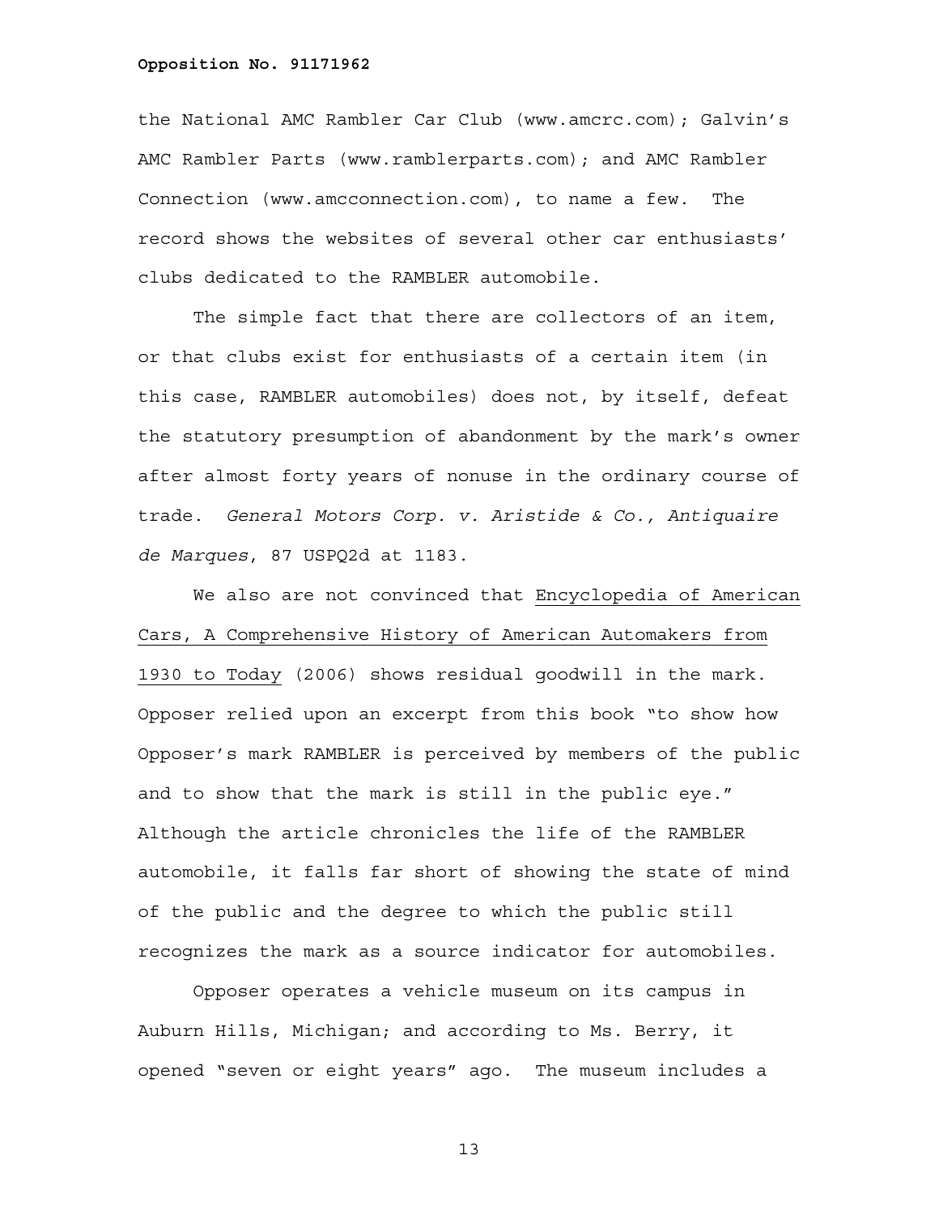the National AMC Rambler Car Club (www.amcrc.com); Galvin's AMC Rambler Parts (www.ramblerparts.com); and AMC Rambler Connection (www.amcconnection.com), to name a few. The record shows the websites of several other car enthusiasts' clubs dedicated to the RAMBLER automobile.

The simple fact that there are collectors of an item, or that clubs exist for enthusiasts of a certain item (in this case, RAMBLER automobiles) does not, by itself, defeat the statutory presumption of abandonment by the mark's owner after almost forty years of nonuse in the ordinary course of trade. *General Motors Corp. v. Aristide & Co., Antiquaire de Marques*, 87 USPQ2d at 1183.

We also are not convinced that Encyclopedia of American Cars, A Comprehensive History of American Automakers from 1930 to Today (2006) shows residual goodwill in the mark. Opposer relied upon an excerpt from this book "to show how Opposer's mark RAMBLER is perceived by members of the public and to show that the mark is still in the public eye." Although the article chronicles the life of the RAMBLER automobile, it falls far short of showing the state of mind of the public and the degree to which the public still recognizes the mark as a source indicator for automobiles.

Opposer operates a vehicle museum on its campus in Auburn Hills, Michigan; and according to Ms. Berry, it opened "seven or eight years" ago. The museum includes a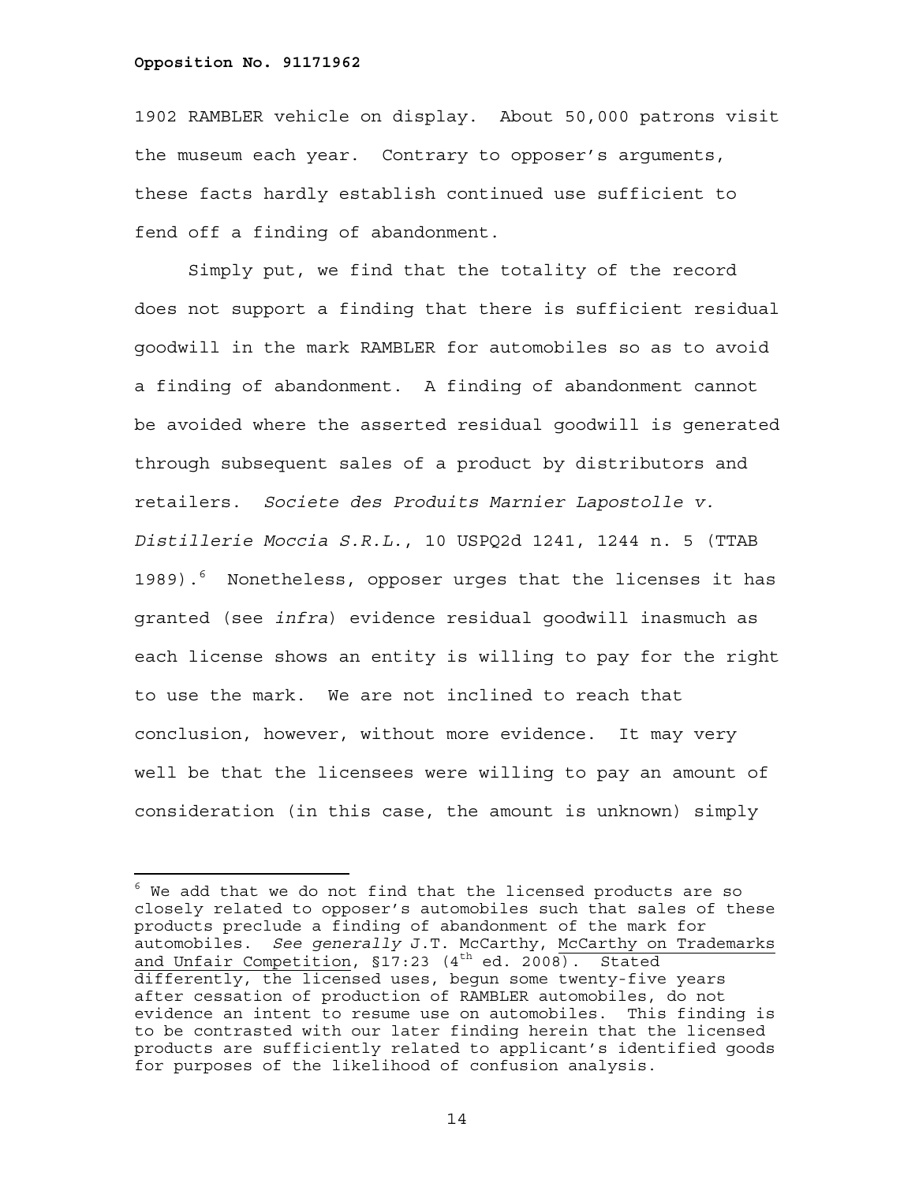1902 RAMBLER vehicle on display. About 50,000 patrons visit the museum each year. Contrary to opposer's arguments, these facts hardly establish continued use sufficient to fend off a finding of abandonment.

Simply put, we find that the totality of the record does not support a finding that there is sufficient residual goodwill in the mark RAMBLER for automobiles so as to avoid a finding of abandonment. A finding of abandonment cannot be avoided where the asserted residual goodwill is generated through subsequent sales of a product by distributors and retailers. *Societe des Produits Marnier Lapostolle v. Distillerie Moccia S.R.L.*, 10 USPQ2d 1241, 1244 n. 5 (TTAB 1989).[6] Nonetheless, opposer urges that the licenses it has granted (see *infra*) evidence residual goodwill inasmuch as each license shows an entity is willing to pay for the right to use the mark. We are not inclined to reach that conclusion, however, without more evidence. It may very well be that the licensees were willing to pay an amount of consideration (in this case, the amount is unknown) simply

---

[6] We add that we do not find that the licensed products are so closely related to opposer's automobiles such that sales of these products preclude a finding of abandonment of the mark for automobiles. *See generally* J.T. McCarthy, McCarthy on Trademarks and Unfair Competition, §17:23 (4th ed. 2008). Stated differently, the licensed uses, begun some twenty-five years after cessation of production of RAMBLER automobiles, do not evidence an intent to resume use on automobiles. This finding is to be contrasted with our later finding herein that the licensed products are sufficiently related to applicant's identified goods for purposes of the likelihood of confusion analysis.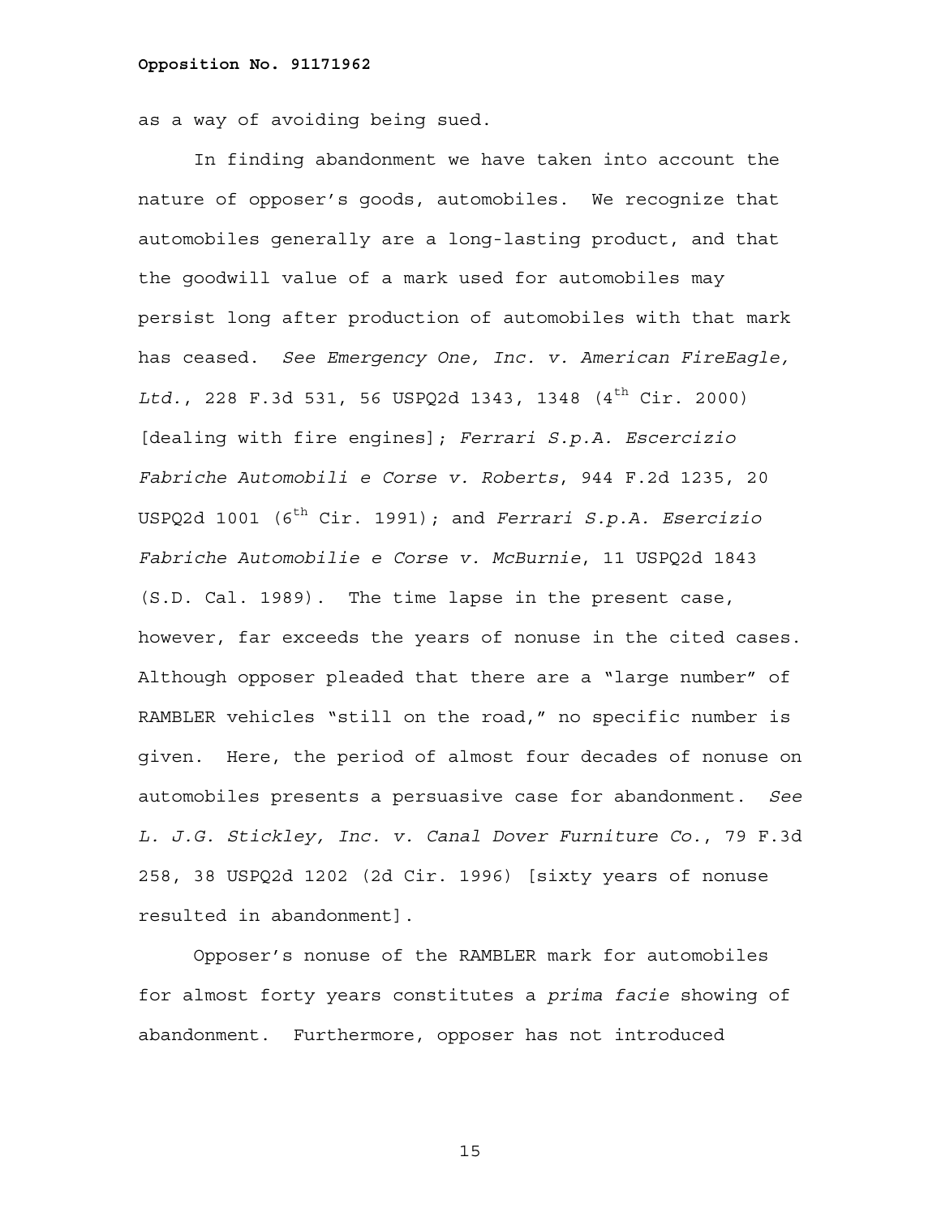as a way of avoiding being sued.

In finding abandonment we have taken into account the nature of opposer's goods, automobiles. We recognize that automobiles generally are a long-lasting product, and that the goodwill value of a mark used for automobiles may persist long after production of automobiles with that mark has ceased. *See Emergency One, Inc. v. American FireEagle, Ltd.*, 228 F.3d 531, 56 USPQ2d 1343, 1348 (4th Cir. 2000) [dealing with fire engines]; *Ferrari S.p.A. Escercizio Fabriche Automobili e Corse v. Roberts*, 944 F.2d 1235, 20 USPQ2d 1001 (6th Cir. 1991); and *Ferrari S.p.A. Esercizio Fabriche Automobilie e Corse v. McBurnie*, 11 USPQ2d 1843 (S.D. Cal. 1989). The time lapse in the present case, however, far exceeds the years of nonuse in the cited cases. Although opposer pleaded that there are a "large number" of RAMBLER vehicles "still on the road," no specific number is given. Here, the period of almost four decades of nonuse on automobiles presents a persuasive case for abandonment. *See L. J.G. Stickley, Inc. v. Canal Dover Furniture Co.*, 79 F.3d 258, 38 USPQ2d 1202 (2d Cir. 1996) [sixty years of nonuse resulted in abandonment].

Opposer's nonuse of the RAMBLER mark for automobiles for almost forty years constitutes a *prima facie* showing of abandonment. Furthermore, opposer has not introduced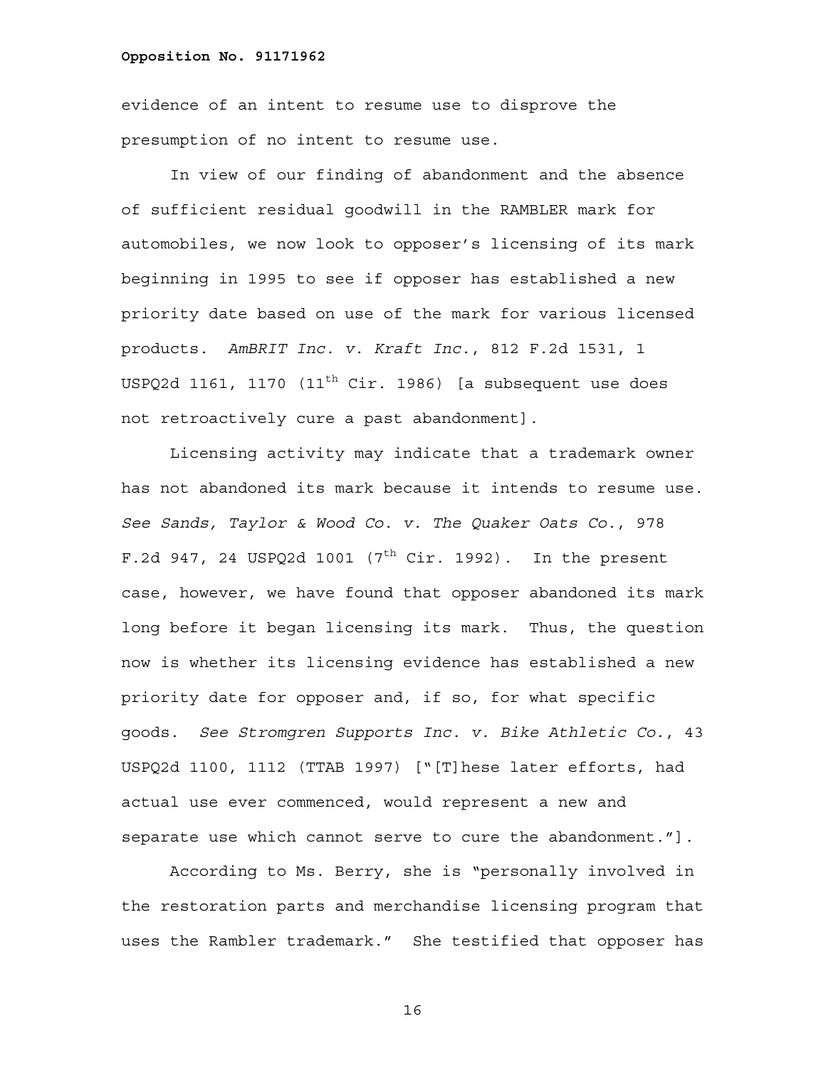evidence of an intent to resume use to disprove the presumption of no intent to resume use.

In view of our finding of abandonment and the absence of sufficient residual goodwill in the RAMBLER mark for automobiles, we now look to opposer's licensing of its mark beginning in 1995 to see if opposer has established a new priority date based on use of the mark for various licensed products. *AmBRIT Inc. v. Kraft Inc.*, 812 F.2d 1531, 1 USPQ2d 1161, 1170 (11th Cir. 1986) [a subsequent use does not retroactively cure a past abandonment].

Licensing activity may indicate that a trademark owner has not abandoned its mark because it intends to resume use. *See Sands, Taylor & Wood Co. v. The Quaker Oats Co.*, 978 F.2d 947, 24 USPQ2d 1001 (7th Cir. 1992). In the present case, however, we have found that opposer abandoned its mark long before it began licensing its mark. Thus, the question now is whether its licensing evidence has established a new priority date for opposer and, if so, for what specific goods. *See Stromgren Supports Inc. v. Bike Athletic Co.*, 43 USPQ2d 1100, 1112 (TTAB 1997) ["[T]hese later efforts, had actual use ever commenced, would represent a new and separate use which cannot serve to cure the abandonment."].

According to Ms. Berry, she is "personally involved in the restoration parts and merchandise licensing program that uses the Rambler trademark." She testified that opposer has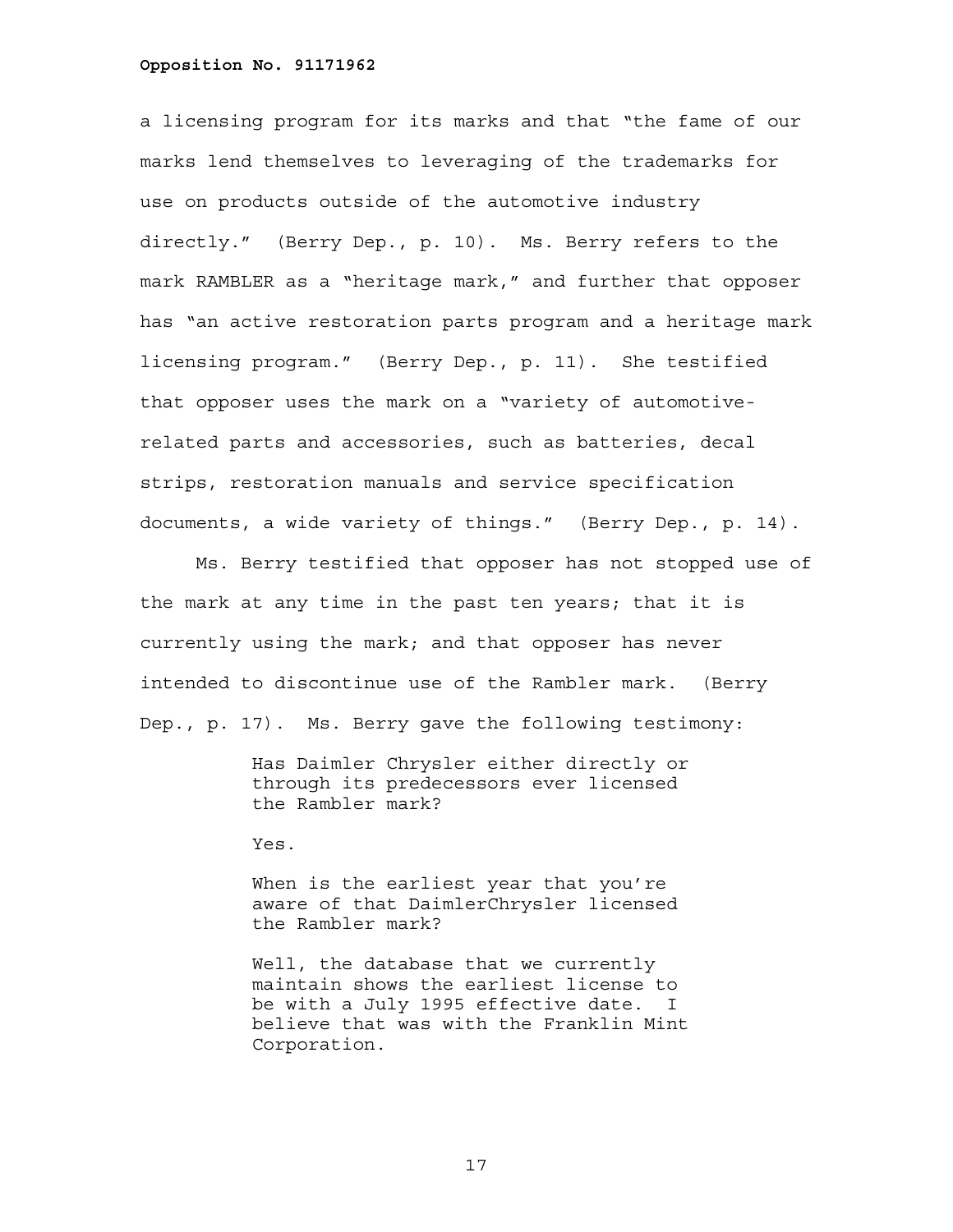a licensing program for its marks and that "the fame of our marks lend themselves to leveraging of the trademarks for use on products outside of the automotive industry directly." (Berry Dep., p. 10). Ms. Berry refers to the mark RAMBLER as a "heritage mark," and further that opposer has "an active restoration parts program and a heritage mark licensing program." (Berry Dep., p. 11). She testified that opposer uses the mark on a "variety of automotive-related parts and accessories, such as batteries, decal strips, restoration manuals and service specification documents, a wide variety of things." (Berry Dep., p. 14).

Ms. Berry testified that opposer has not stopped use of the mark at any time in the past ten years; that it is currently using the mark; and that opposer has never intended to discontinue use of the Rambler mark. (Berry Dep., p. 17). Ms. Berry gave the following testimony:

> Has Daimler Chrysler either directly or through its predecessors ever licensed the Rambler mark?
>
> Yes.
>
> When is the earliest year that you're aware of that DaimlerChrysler licensed the Rambler mark?
>
> Well, the database that we currently maintain shows the earliest license to be with a July 1995 effective date. I believe that was with the Franklin Mint Corporation.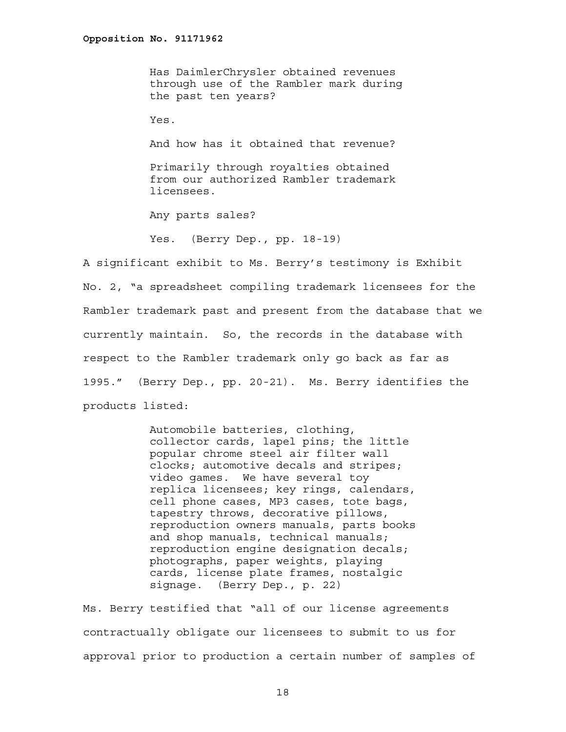> Has DaimlerChrysler obtained revenues through use of the Rambler mark during the past ten years?
>
> Yes.
>
> And how has it obtained that revenue?
>
> Primarily through royalties obtained from our authorized Rambler trademark licensees.
>
> Any parts sales?
>
> Yes. (Berry Dep., pp. 18-19)

A significant exhibit to Ms. Berry's testimony is Exhibit No. 2, "a spreadsheet compiling trademark licensees for the Rambler trademark past and present from the database that we currently maintain. So, the records in the database with respect to the Rambler trademark only go back as far as 1995." (Berry Dep., pp. 20-21). Ms. Berry identifies the products listed:

> Automobile batteries, clothing, collector cards, lapel pins; the little popular chrome steel air filter wall clocks; automotive decals and stripes; video games. We have several toy replica licensees; key rings, calendars, cell phone cases, MP3 cases, tote bags, tapestry throws, decorative pillows, reproduction owners manuals, parts books and shop manuals, technical manuals; reproduction engine designation decals; photographs, paper weights, playing cards, license plate frames, nostalgic signage. (Berry Dep., p. 22)

Ms. Berry testified that "all of our license agreements contractually obligate our licensees to submit to us for approval prior to production a certain number of samples of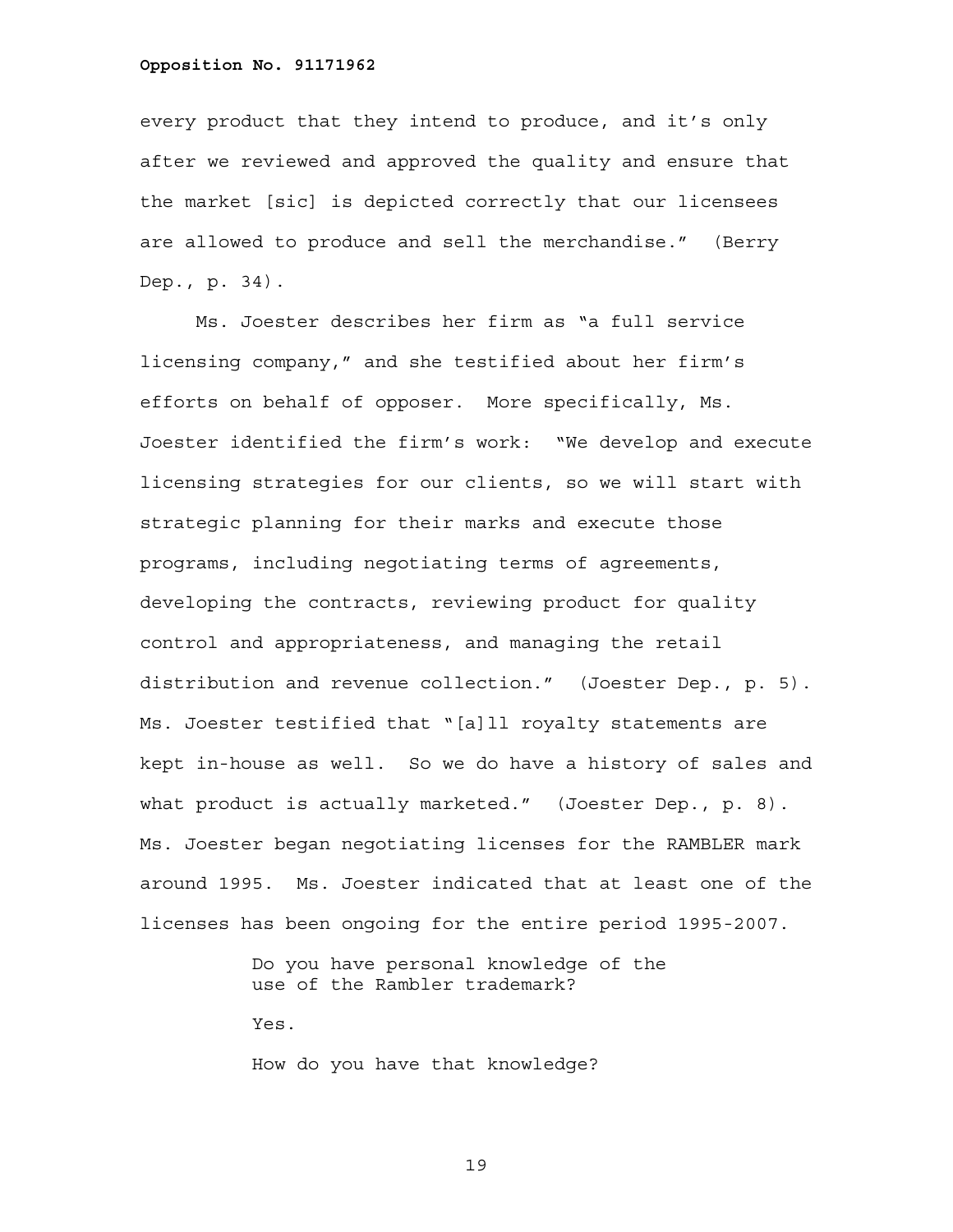every product that they intend to produce, and it's only after we reviewed and approved the quality and ensure that the market [sic] is depicted correctly that our licensees are allowed to produce and sell the merchandise." (Berry Dep., p. 34).

Ms. Joester describes her firm as "a full service licensing company," and she testified about her firm's efforts on behalf of opposer. More specifically, Ms. Joester identified the firm's work: "We develop and execute licensing strategies for our clients, so we will start with strategic planning for their marks and execute those programs, including negotiating terms of agreements, developing the contracts, reviewing product for quality control and appropriateness, and managing the retail distribution and revenue collection." (Joester Dep., p. 5). Ms. Joester testified that "[a]ll royalty statements are kept in-house as well. So we do have a history of sales and what product is actually marketed." (Joester Dep., p. 8). Ms. Joester began negotiating licenses for the RAMBLER mark around 1995. Ms. Joester indicated that at least one of the licenses has been ongoing for the entire period 1995-2007.

> Do you have personal knowledge of the use of the Rambler trademark?
>
> Yes.
>
> How do you have that knowledge?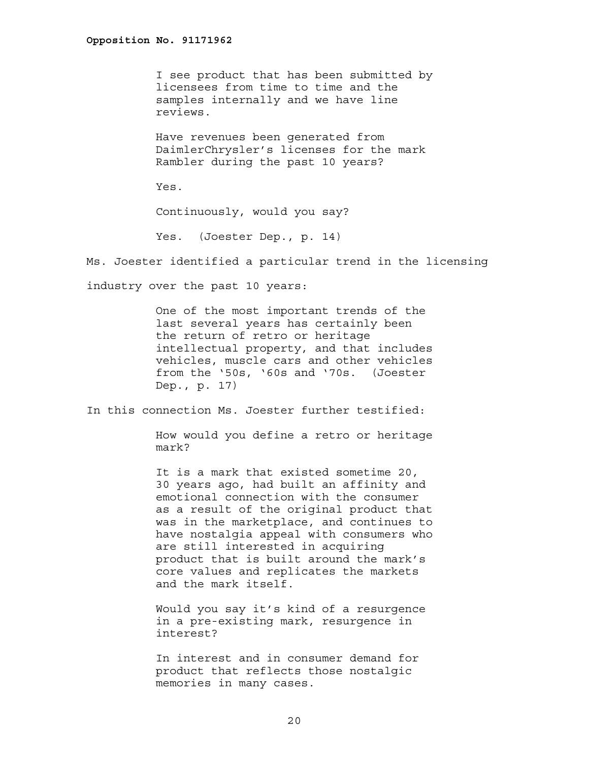> I see product that has been submitted by licensees from time to time and the samples internally and we have line reviews.
>
> Have revenues been generated from DaimlerChrysler's licenses for the mark Rambler during the past 10 years?
>
> Yes.
>
> Continuously, would you say?
>
> Yes. (Joester Dep., p. 14)

Ms. Joester identified a particular trend in the licensing industry over the past 10 years:

> One of the most important trends of the last several years has certainly been the return of retro or heritage intellectual property, and that includes vehicles, muscle cars and other vehicles from the '50s, '60s and '70s. (Joester Dep., p. 17)

In this connection Ms. Joester further testified:

> How would you define a retro or heritage mark?
>
> It is a mark that existed sometime 20, 30 years ago, had built an affinity and emotional connection with the consumer as a result of the original product that was in the marketplace, and continues to have nostalgia appeal with consumers who are still interested in acquiring product that is built around the mark's core values and replicates the markets and the mark itself.
>
> Would you say it's kind of a resurgence in a pre-existing mark, resurgence in interest?
>
> In interest and in consumer demand for product that reflects those nostalgic memories in many cases.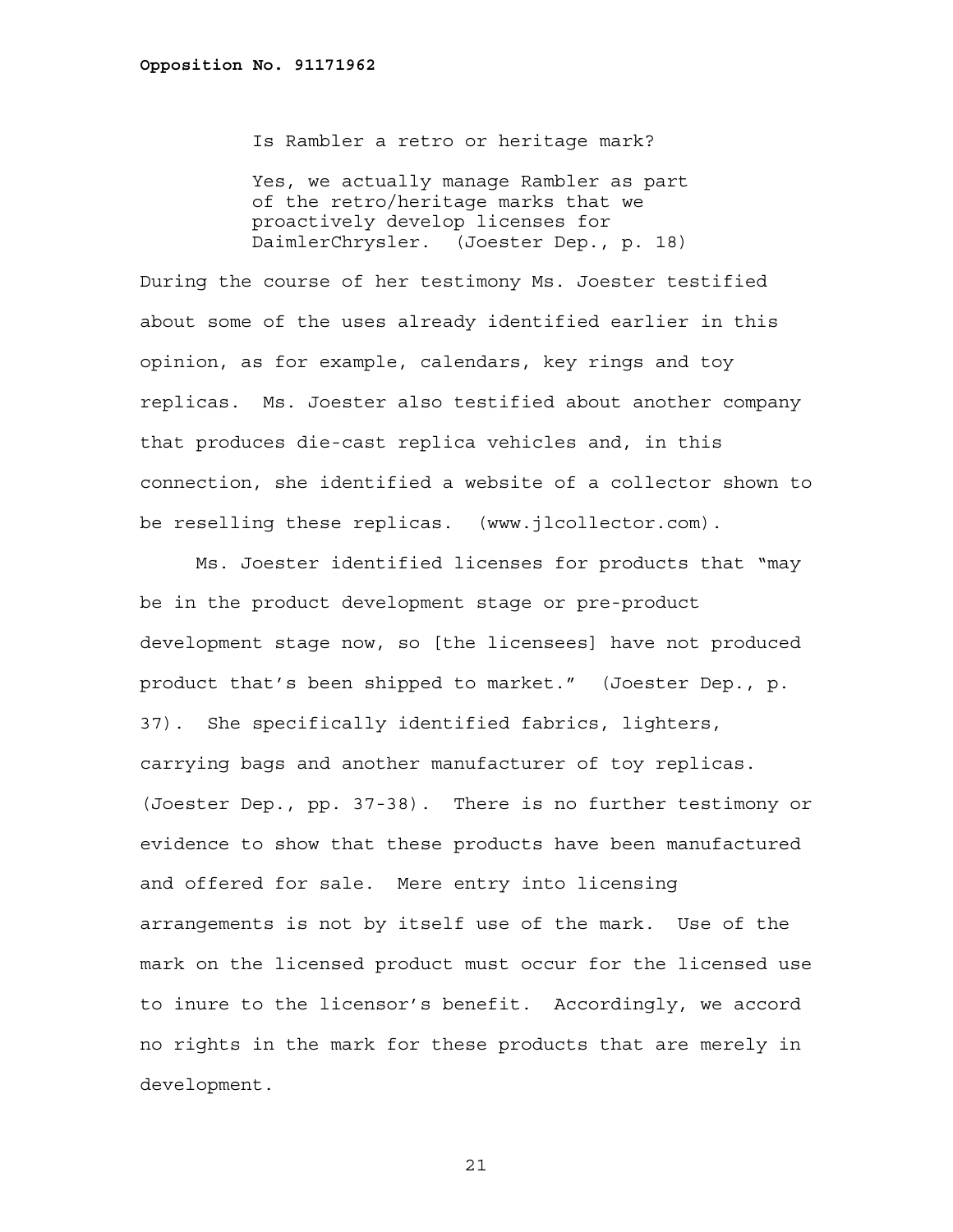> Is Rambler a retro or heritage mark?
>
> Yes, we actually manage Rambler as part of the retro/heritage marks that we proactively develop licenses for DaimlerChrysler. (Joester Dep., p. 18)

During the course of her testimony Ms. Joester testified about some of the uses already identified earlier in this opinion, as for example, calendars, key rings and toy replicas. Ms. Joester also testified about another company that produces die-cast replica vehicles and, in this connection, she identified a website of a collector shown to be reselling these replicas. (www.jlcollector.com).

Ms. Joester identified licenses for products that "may be in the product development stage or pre-product development stage now, so [the licensees] have not produced product that's been shipped to market." (Joester Dep., p. 37). She specifically identified fabrics, lighters, carrying bags and another manufacturer of toy replicas. (Joester Dep., pp. 37-38). There is no further testimony or evidence to show that these products have been manufactured and offered for sale. Mere entry into licensing arrangements is not by itself use of the mark. Use of the mark on the licensed product must occur for the licensed use to inure to the licensor's benefit. Accordingly, we accord no rights in the mark for these products that are merely in development.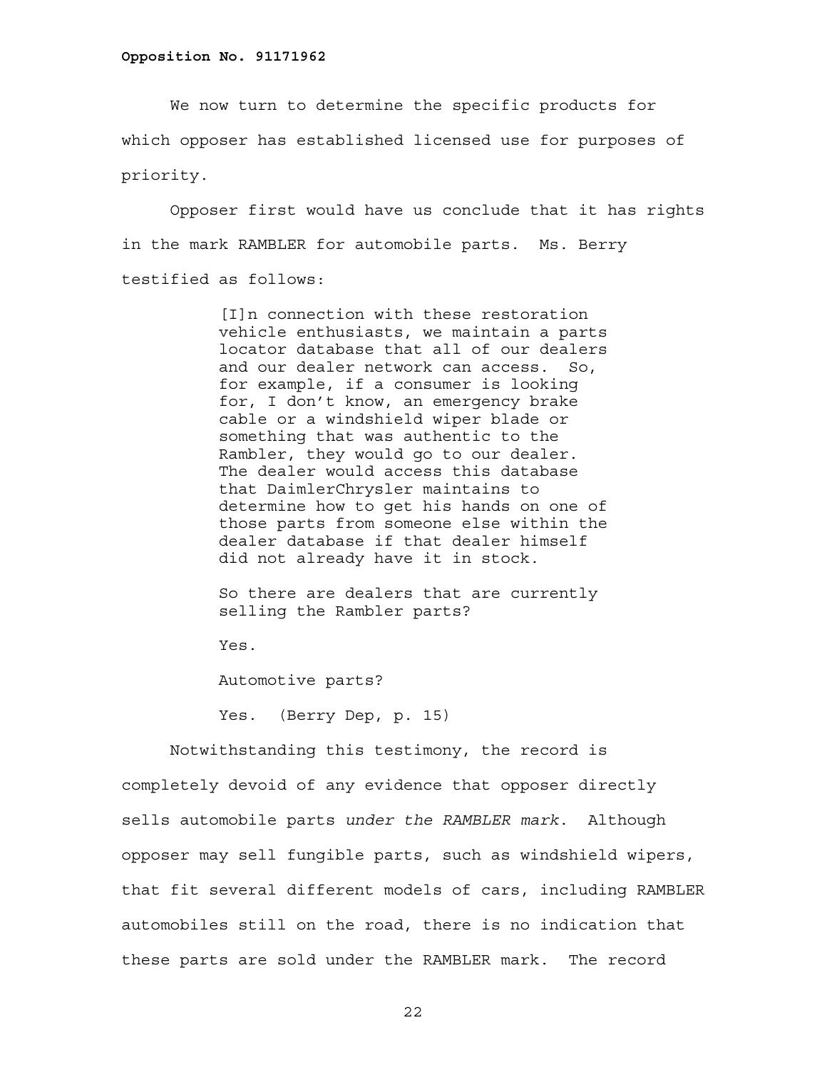We now turn to determine the specific products for which opposer has established licensed use for purposes of priority.

Opposer first would have us conclude that it has rights in the mark RAMBLER for automobile parts. Ms. Berry testified as follows:

> [I]n connection with these restoration vehicle enthusiasts, we maintain a parts locator database that all of our dealers and our dealer network can access. So, for example, if a consumer is looking for, I don't know, an emergency brake cable or a windshield wiper blade or something that was authentic to the Rambler, they would go to our dealer. The dealer would access this database that DaimlerChrysler maintains to determine how to get his hands on one of those parts from someone else within the dealer database if that dealer himself did not already have it in stock.
>
> So there are dealers that are currently selling the Rambler parts?
>
> Yes.
>
> Automotive parts?
>
> Yes. (Berry Dep, p. 15)

Notwithstanding this testimony, the record is completely devoid of any evidence that opposer directly sells automobile parts *under the RAMBLER mark*. Although opposer may sell fungible parts, such as windshield wipers, that fit several different models of cars, including RAMBLER automobiles still on the road, there is no indication that these parts are sold under the RAMBLER mark. The record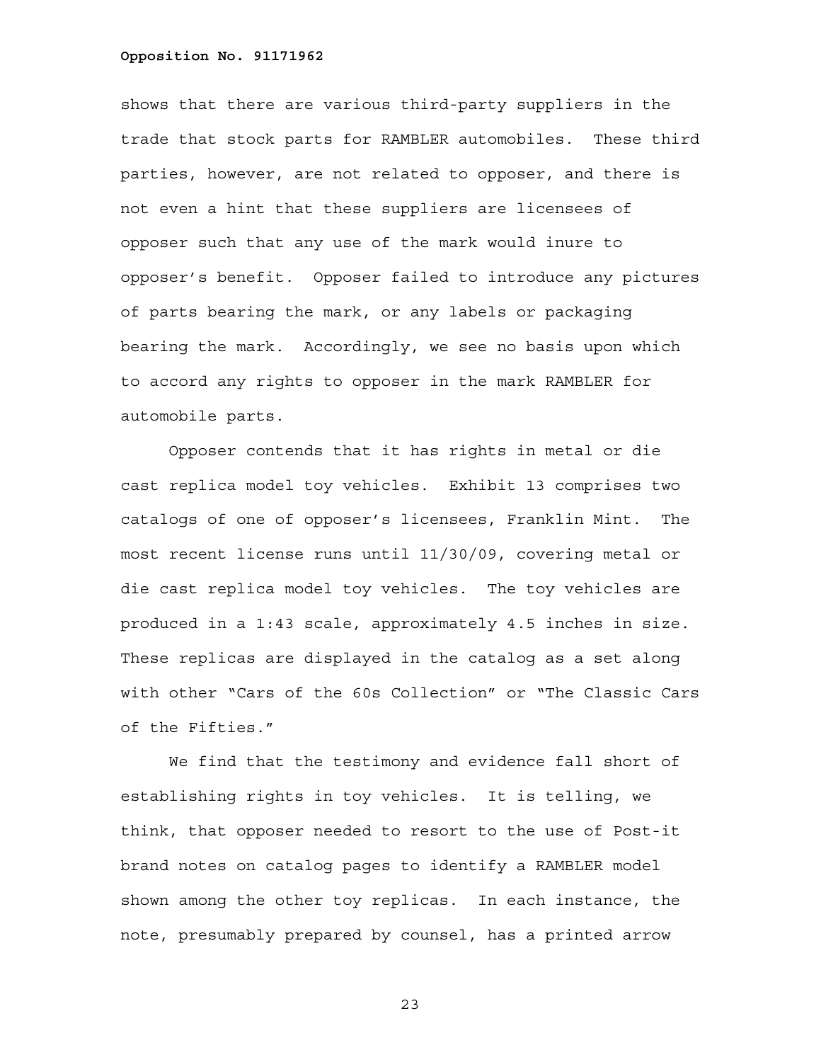shows that there are various third-party suppliers in the trade that stock parts for RAMBLER automobiles. These third parties, however, are not related to opposer, and there is not even a hint that these suppliers are licensees of opposer such that any use of the mark would inure to opposer's benefit. Opposer failed to introduce any pictures of parts bearing the mark, or any labels or packaging bearing the mark. Accordingly, we see no basis upon which to accord any rights to opposer in the mark RAMBLER for automobile parts.

Opposer contends that it has rights in metal or die cast replica model toy vehicles. Exhibit 13 comprises two catalogs of one of opposer's licensees, Franklin Mint. The most recent license runs until 11/30/09, covering metal or die cast replica model toy vehicles. The toy vehicles are produced in a 1:43 scale, approximately 4.5 inches in size. These replicas are displayed in the catalog as a set along with other "Cars of the 60s Collection" or "The Classic Cars of the Fifties."

We find that the testimony and evidence fall short of establishing rights in toy vehicles. It is telling, we think, that opposer needed to resort to the use of Post-it brand notes on catalog pages to identify a RAMBLER model shown among the other toy replicas. In each instance, the note, presumably prepared by counsel, has a printed arrow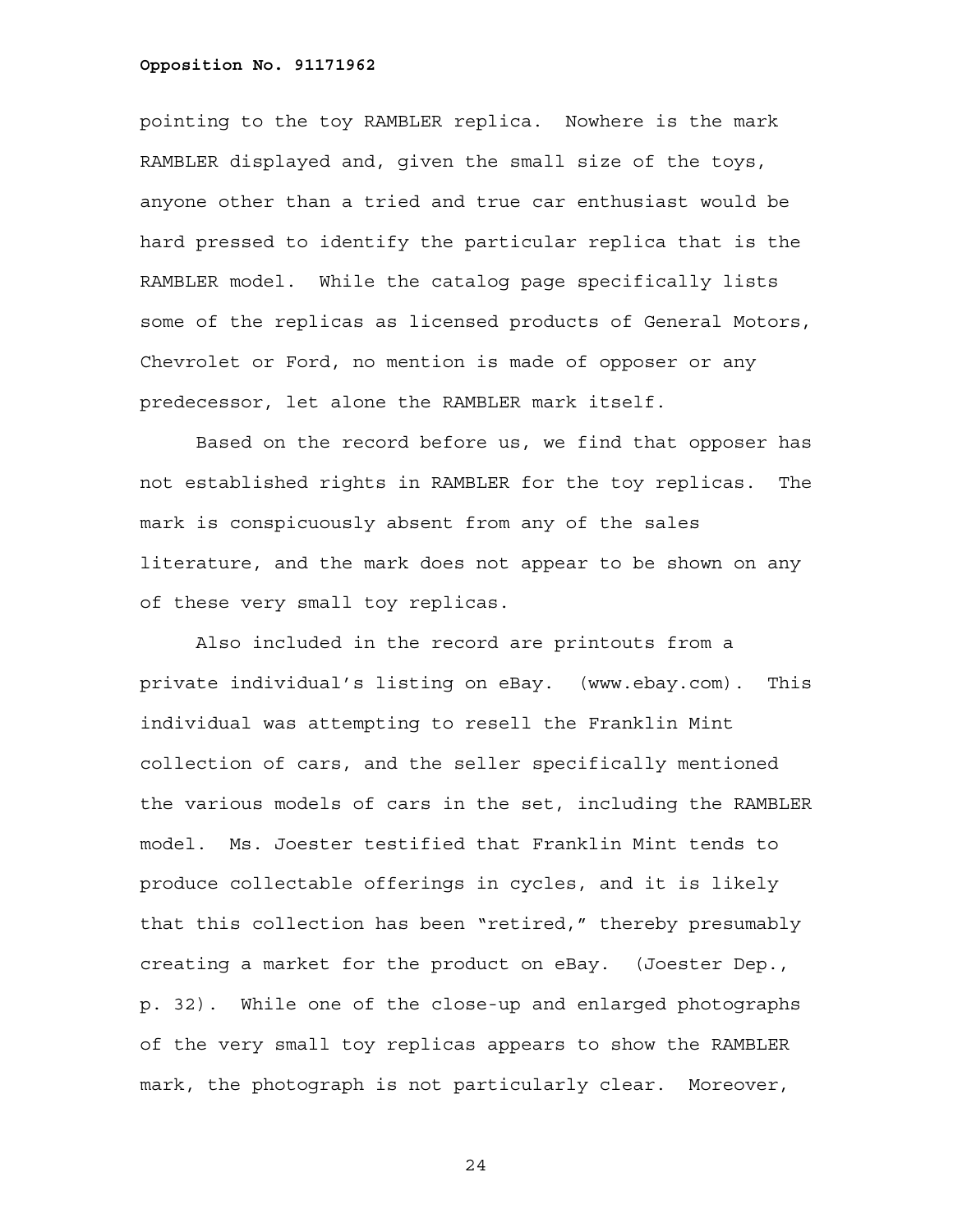pointing to the toy RAMBLER replica. Nowhere is the mark RAMBLER displayed and, given the small size of the toys, anyone other than a tried and true car enthusiast would be hard pressed to identify the particular replica that is the RAMBLER model. While the catalog page specifically lists some of the replicas as licensed products of General Motors, Chevrolet or Ford, no mention is made of opposer or any predecessor, let alone the RAMBLER mark itself.

Based on the record before us, we find that opposer has not established rights in RAMBLER for the toy replicas. The mark is conspicuously absent from any of the sales literature, and the mark does not appear to be shown on any of these very small toy replicas.

Also included in the record are printouts from a private individual's listing on eBay. (www.ebay.com). This individual was attempting to resell the Franklin Mint collection of cars, and the seller specifically mentioned the various models of cars in the set, including the RAMBLER model. Ms. Joester testified that Franklin Mint tends to produce collectable offerings in cycles, and it is likely that this collection has been "retired," thereby presumably creating a market for the product on eBay. (Joester Dep., p. 32). While one of the close-up and enlarged photographs of the very small toy replicas appears to show the RAMBLER mark, the photograph is not particularly clear. Moreover,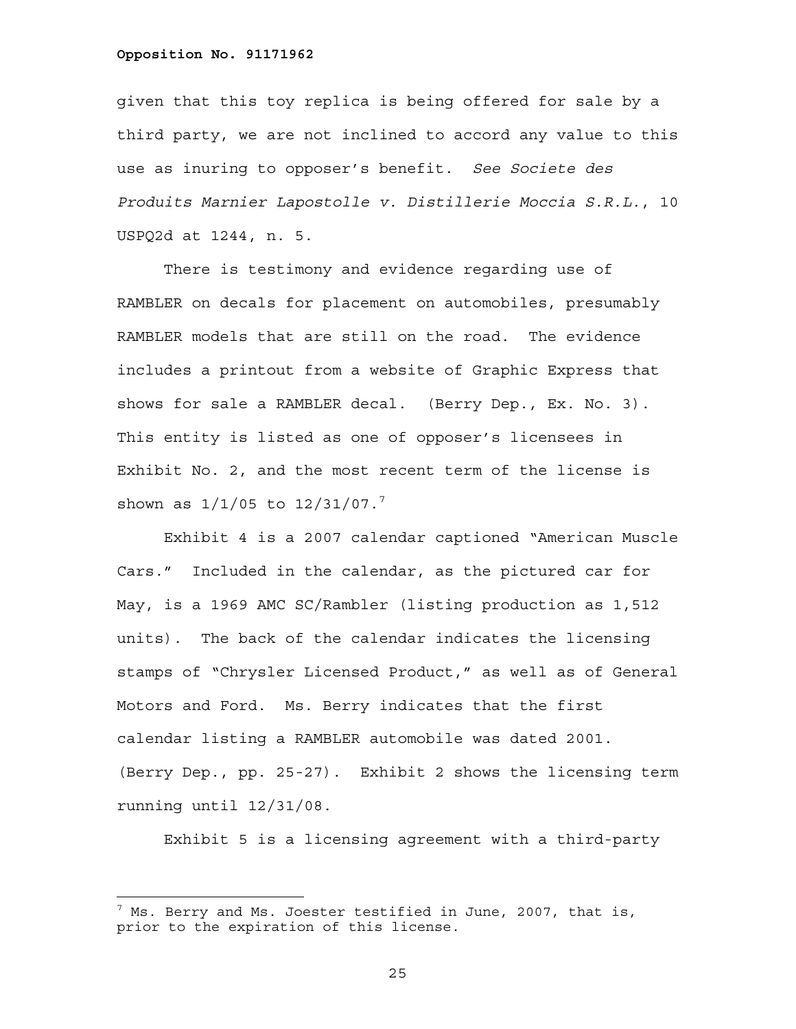given that this toy replica is being offered for sale by a third party, we are not inclined to accord any value to this use as inuring to opposer's benefit. *See Societe des Produits Marnier Lapostolle v. Distillerie Moccia S.R.L.*, 10 USPQ2d at 1244, n. 5.

There is testimony and evidence regarding use of RAMBLER on decals for placement on automobiles, presumably RAMBLER models that are still on the road. The evidence includes a printout from a website of Graphic Express that shows for sale a RAMBLER decal. (Berry Dep., Ex. No. 3). This entity is listed as one of opposer's licensees in Exhibit No. 2, and the most recent term of the license is shown as 1/1/05 to 12/31/07.[7]

Exhibit 4 is a 2007 calendar captioned "American Muscle Cars." Included in the calendar, as the pictured car for May, is a 1969 AMC SC/Rambler (listing production as 1,512 units). The back of the calendar indicates the licensing stamps of "Chrysler Licensed Product," as well as of General Motors and Ford. Ms. Berry indicates that the first calendar listing a RAMBLER automobile was dated 2001. (Berry Dep., pp. 25-27). Exhibit 2 shows the licensing term running until 12/31/08.

Exhibit 5 is a licensing agreement with a third-party

---

[7] Ms. Berry and Ms. Joester testified in June, 2007, that is, prior to the expiration of this license.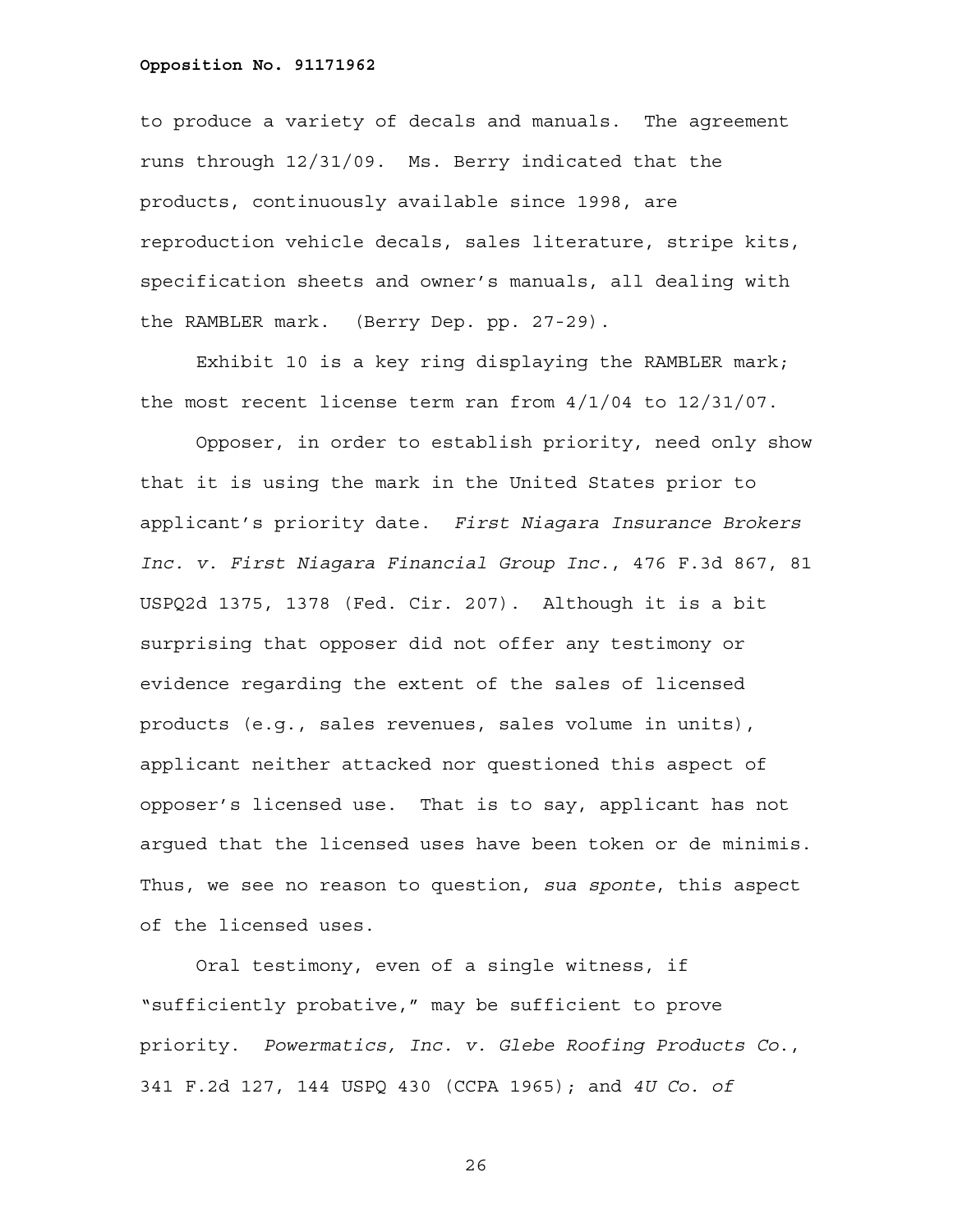to produce a variety of decals and manuals. The agreement runs through 12/31/09. Ms. Berry indicated that the products, continuously available since 1998, are reproduction vehicle decals, sales literature, stripe kits, specification sheets and owner's manuals, all dealing with the RAMBLER mark. (Berry Dep. pp. 27-29).

Exhibit 10 is a key ring displaying the RAMBLER mark; the most recent license term ran from 4/1/04 to 12/31/07.

Opposer, in order to establish priority, need only show that it is using the mark in the United States prior to applicant's priority date. *First Niagara Insurance Brokers Inc. v. First Niagara Financial Group Inc.*, 476 F.3d 867, 81 USPQ2d 1375, 1378 (Fed. Cir. 207). Although it is a bit surprising that opposer did not offer any testimony or evidence regarding the extent of the sales of licensed products (e.g., sales revenues, sales volume in units), applicant neither attacked nor questioned this aspect of opposer's licensed use. That is to say, applicant has not argued that the licensed uses have been token or de minimis. Thus, we see no reason to question, *sua sponte*, this aspect of the licensed uses.

Oral testimony, even of a single witness, if "sufficiently probative," may be sufficient to prove priority. *Powermatics, Inc. v. Glebe Roofing Products Co.*, 341 F.2d 127, 144 USPQ 430 (CCPA 1965); and *4U Co. of*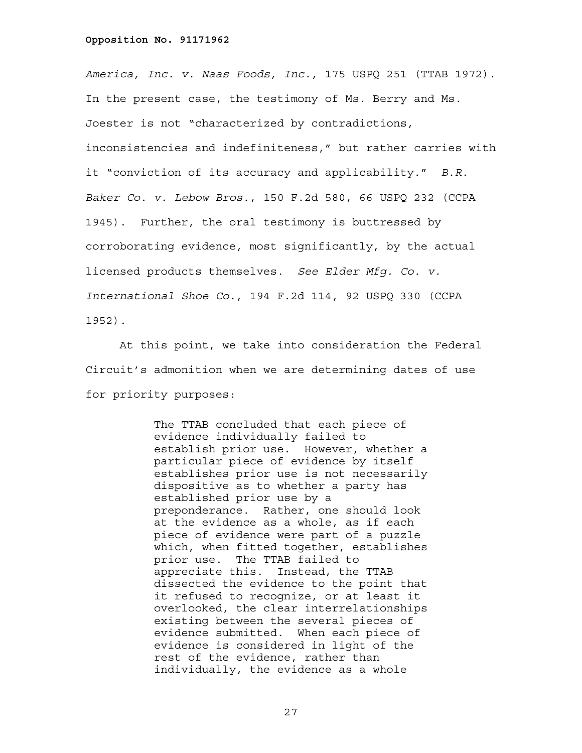*America, Inc. v. Naas Foods, Inc.*, 175 USPQ 251 (TTAB 1972). In the present case, the testimony of Ms. Berry and Ms. Joester is not "characterized by contradictions, inconsistencies and indefiniteness," but rather carries with it "conviction of its accuracy and applicability." *B.R. Baker Co. v. Lebow Bros.*, 150 F.2d 580, 66 USPQ 232 (CCPA 1945). Further, the oral testimony is buttressed by corroborating evidence, most significantly, by the actual licensed products themselves. *See Elder Mfg. Co. v. International Shoe Co.*, 194 F.2d 114, 92 USPQ 330 (CCPA 1952).

At this point, we take into consideration the Federal Circuit's admonition when we are determining dates of use for priority purposes:

> The TTAB concluded that each piece of evidence individually failed to establish prior use. However, whether a particular piece of evidence by itself establishes prior use is not necessarily dispositive as to whether a party has established prior use by a preponderance. Rather, one should look at the evidence as a whole, as if each piece of evidence were part of a puzzle which, when fitted together, establishes prior use. The TTAB failed to appreciate this. Instead, the TTAB dissected the evidence to the point that it refused to recognize, or at least it overlooked, the clear interrelationships existing between the several pieces of evidence submitted. When each piece of evidence is considered in light of the rest of the evidence, rather than individually, the evidence as a whole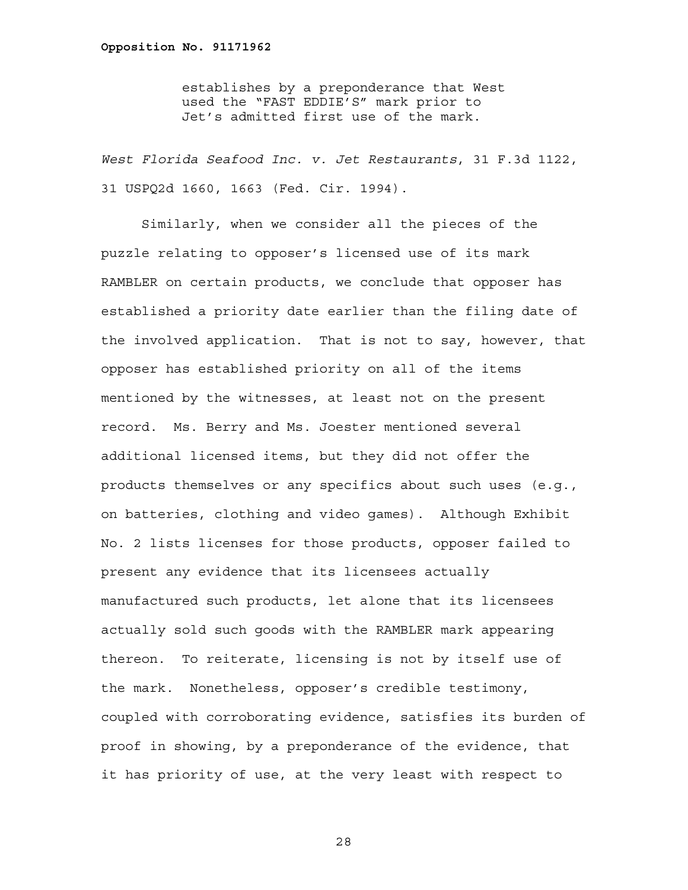> establishes by a preponderance that West used the "FAST EDDIE'S" mark prior to Jet's admitted first use of the mark.

*West Florida Seafood Inc. v. Jet Restaurants*, 31 F.3d 1122, 31 USPQ2d 1660, 1663 (Fed. Cir. 1994).

Similarly, when we consider all the pieces of the puzzle relating to opposer's licensed use of its mark RAMBLER on certain products, we conclude that opposer has established a priority date earlier than the filing date of the involved application. That is not to say, however, that opposer has established priority on all of the items mentioned by the witnesses, at least not on the present record. Ms. Berry and Ms. Joester mentioned several additional licensed items, but they did not offer the products themselves or any specifics about such uses (e.g., on batteries, clothing and video games). Although Exhibit No. 2 lists licenses for those products, opposer failed to present any evidence that its licensees actually manufactured such products, let alone that its licensees actually sold such goods with the RAMBLER mark appearing thereon. To reiterate, licensing is not by itself use of the mark. Nonetheless, opposer's credible testimony, coupled with corroborating evidence, satisfies its burden of proof in showing, by a preponderance of the evidence, that it has priority of use, at the very least with respect to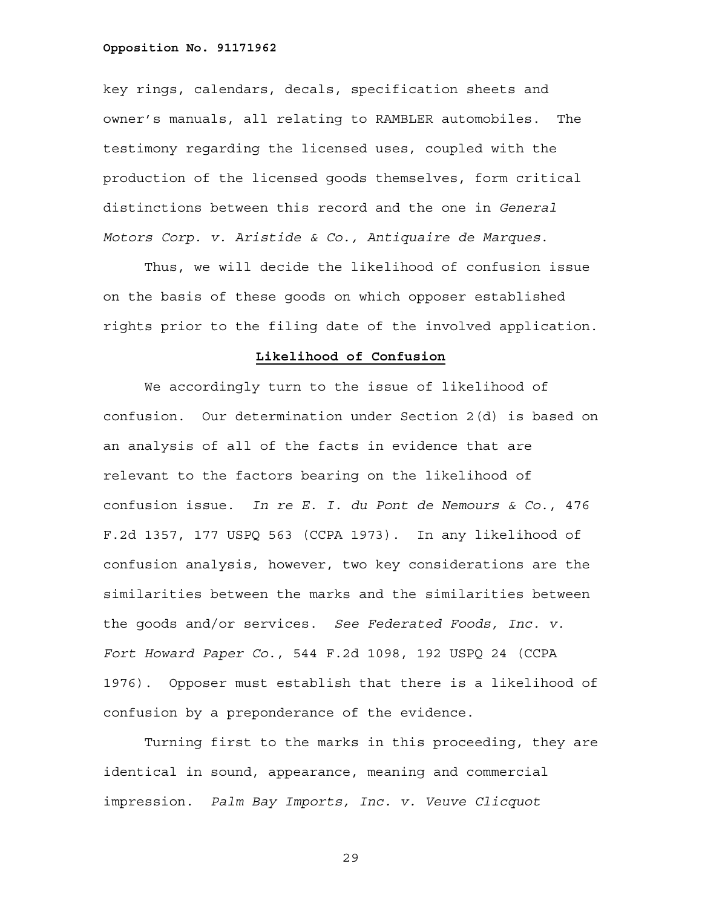key rings, calendars, decals, specification sheets and owner's manuals, all relating to RAMBLER automobiles. The testimony regarding the licensed uses, coupled with the production of the licensed goods themselves, form critical distinctions between this record and the one in *General Motors Corp. v. Aristide & Co., Antiquaire de Marques*.

Thus, we will decide the likelihood of confusion issue on the basis of these goods on which opposer established rights prior to the filing date of the involved application.

**Likelihood of Confusion**

We accordingly turn to the issue of likelihood of confusion. Our determination under Section 2(d) is based on an analysis of all of the facts in evidence that are relevant to the factors bearing on the likelihood of confusion issue. *In re E. I. du Pont de Nemours & Co.*, 476 F.2d 1357, 177 USPQ 563 (CCPA 1973). In any likelihood of confusion analysis, however, two key considerations are the similarities between the marks and the similarities between the goods and/or services. *See Federated Foods, Inc. v. Fort Howard Paper Co.*, 544 F.2d 1098, 192 USPQ 24 (CCPA 1976). Opposer must establish that there is a likelihood of confusion by a preponderance of the evidence.

Turning first to the marks in this proceeding, they are identical in sound, appearance, meaning and commercial impression. *Palm Bay Imports, Inc. v. Veuve Clicquot*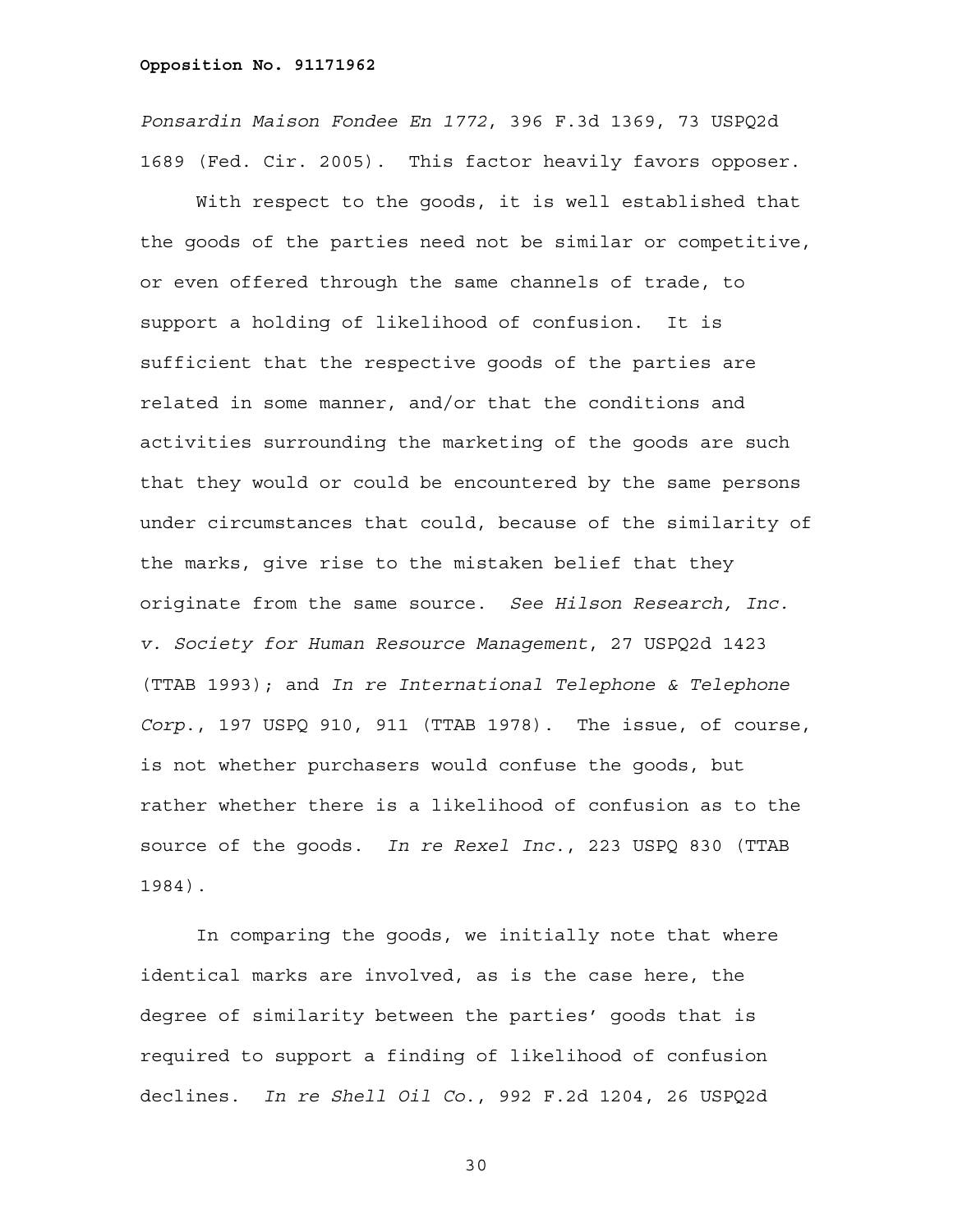*Ponsardin Maison Fondee En 1772*, 396 F.3d 1369, 73 USPQ2d 1689 (Fed. Cir. 2005). This factor heavily favors opposer.

With respect to the goods, it is well established that the goods of the parties need not be similar or competitive, or even offered through the same channels of trade, to support a holding of likelihood of confusion. It is sufficient that the respective goods of the parties are related in some manner, and/or that the conditions and activities surrounding the marketing of the goods are such that they would or could be encountered by the same persons under circumstances that could, because of the similarity of the marks, give rise to the mistaken belief that they originate from the same source. *See Hilson Research, Inc. v. Society for Human Resource Management*, 27 USPQ2d 1423 (TTAB 1993); and *In re International Telephone & Telephone Corp.*, 197 USPQ 910, 911 (TTAB 1978). The issue, of course, is not whether purchasers would confuse the goods, but rather whether there is a likelihood of confusion as to the source of the goods. *In re Rexel Inc.*, 223 USPQ 830 (TTAB 1984).

In comparing the goods, we initially note that where identical marks are involved, as is the case here, the degree of similarity between the parties' goods that is required to support a finding of likelihood of confusion declines. *In re Shell Oil Co.*, 992 F.2d 1204, 26 USPQ2d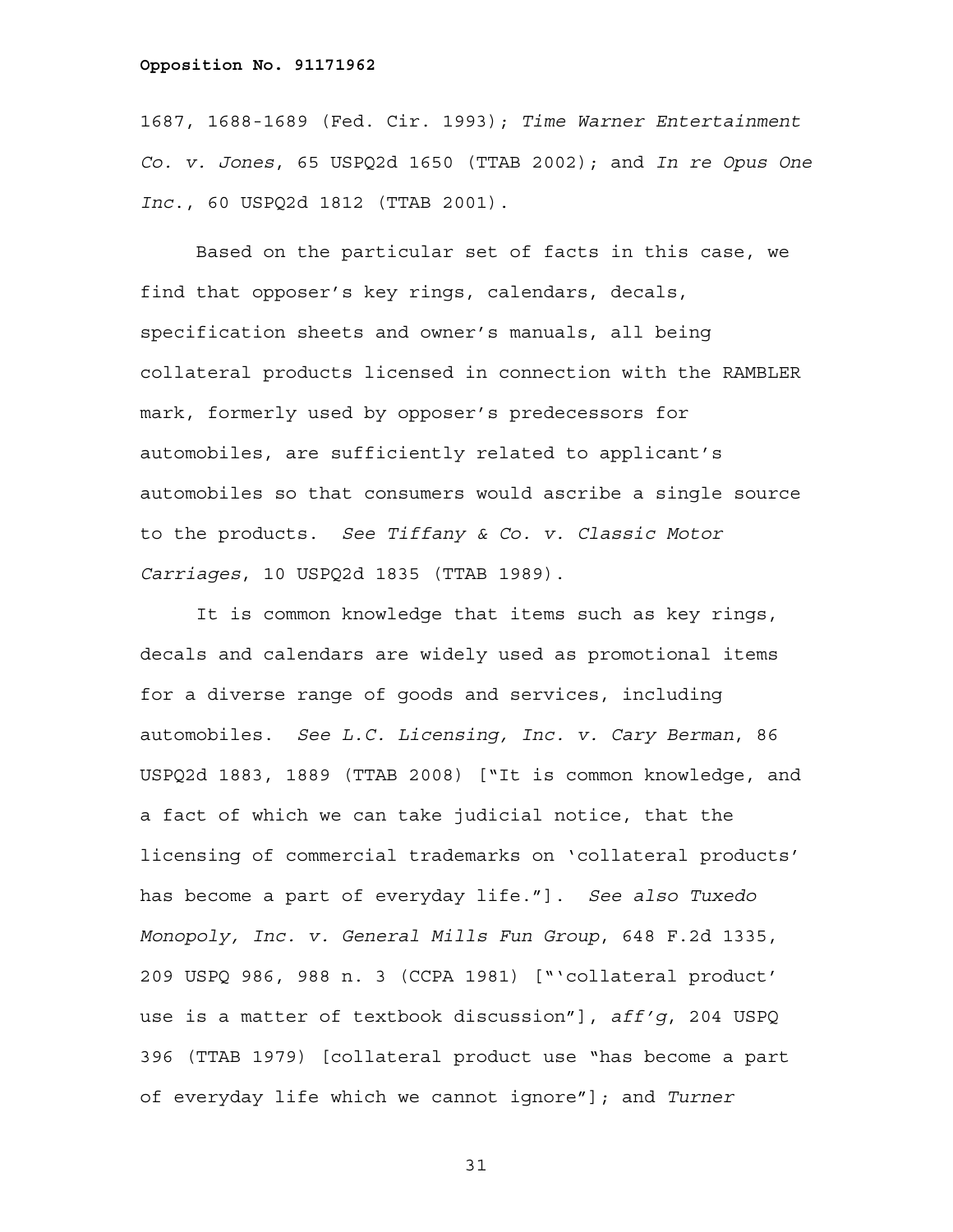1687, 1688-1689 (Fed. Cir. 1993); *Time Warner Entertainment Co. v. Jones*, 65 USPQ2d 1650 (TTAB 2002); and *In re Opus One Inc.*, 60 USPQ2d 1812 (TTAB 2001).

Based on the particular set of facts in this case, we find that opposer's key rings, calendars, decals, specification sheets and owner's manuals, all being collateral products licensed in connection with the RAMBLER mark, formerly used by opposer's predecessors for automobiles, are sufficiently related to applicant's automobiles so that consumers would ascribe a single source to the products. *See Tiffany & Co. v. Classic Motor Carriages*, 10 USPQ2d 1835 (TTAB 1989).

It is common knowledge that items such as key rings, decals and calendars are widely used as promotional items for a diverse range of goods and services, including automobiles. *See L.C. Licensing, Inc. v. Cary Berman*, 86 USPQ2d 1883, 1889 (TTAB 2008) ["It is common knowledge, and a fact of which we can take judicial notice, that the licensing of commercial trademarks on 'collateral products' has become a part of everyday life."]. *See also Tuxedo Monopoly, Inc. v. General Mills Fun Group*, 648 F.2d 1335, 209 USPQ 986, 988 n. 3 (CCPA 1981) ["'collateral product' use is a matter of textbook discussion"], *aff'g*, 204 USPQ 396 (TTAB 1979) [collateral product use "has become a part of everyday life which we cannot ignore"]; and *Turner*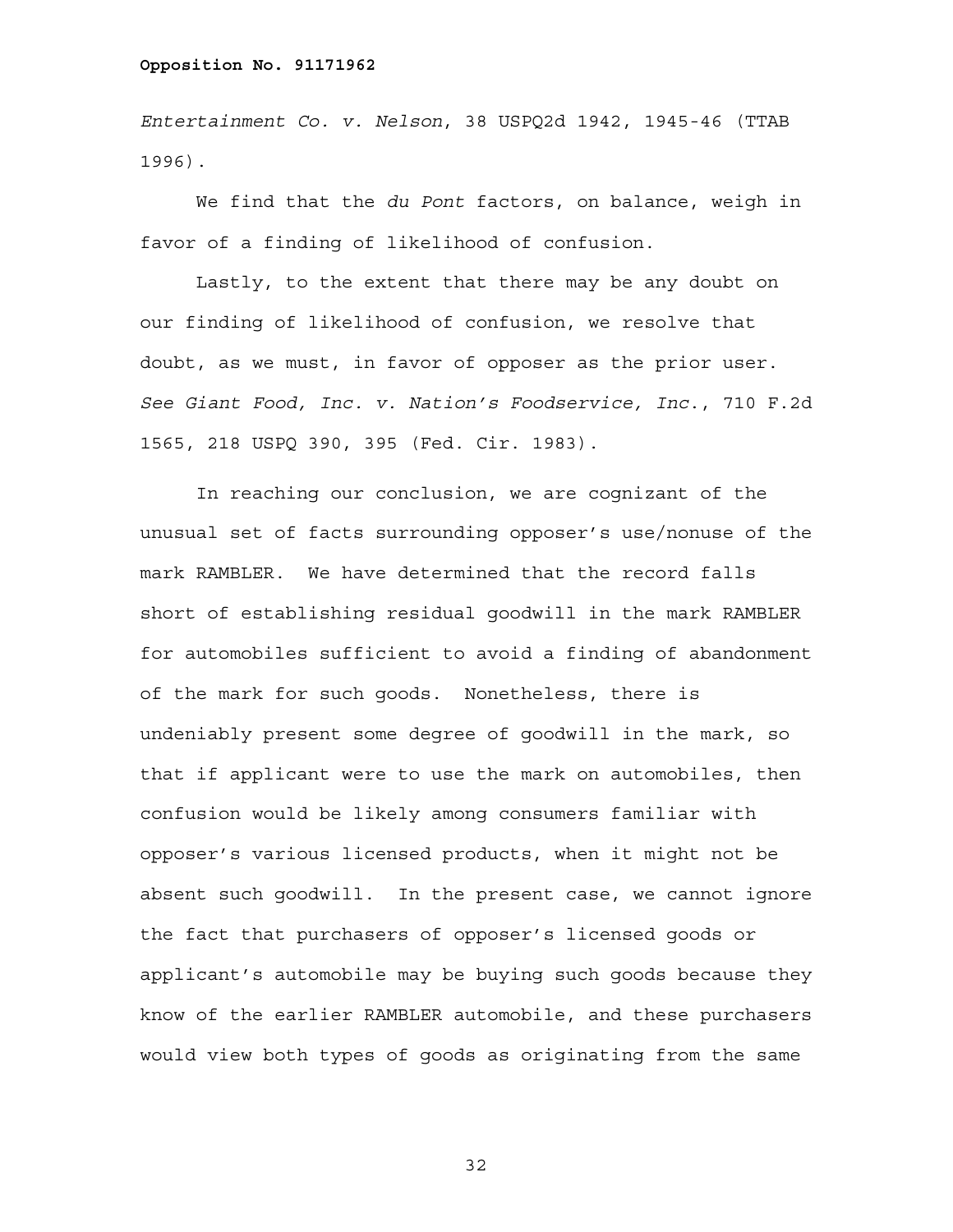*Entertainment Co. v. Nelson*, 38 USPQ2d 1942, 1945-46 (TTAB 1996).

We find that the *du Pont* factors, on balance, weigh in favor of a finding of likelihood of confusion.

Lastly, to the extent that there may be any doubt on our finding of likelihood of confusion, we resolve that doubt, as we must, in favor of opposer as the prior user. *See Giant Food, Inc. v. Nation's Foodservice, Inc.*, 710 F.2d 1565, 218 USPQ 390, 395 (Fed. Cir. 1983).

In reaching our conclusion, we are cognizant of the unusual set of facts surrounding opposer's use/nonuse of the mark RAMBLER. We have determined that the record falls short of establishing residual goodwill in the mark RAMBLER for automobiles sufficient to avoid a finding of abandonment of the mark for such goods. Nonetheless, there is undeniably present some degree of goodwill in the mark, so that if applicant were to use the mark on automobiles, then confusion would be likely among consumers familiar with opposer's various licensed products, when it might not be absent such goodwill. In the present case, we cannot ignore the fact that purchasers of opposer's licensed goods or applicant's automobile may be buying such goods because they know of the earlier RAMBLER automobile, and these purchasers would view both types of goods as originating from the same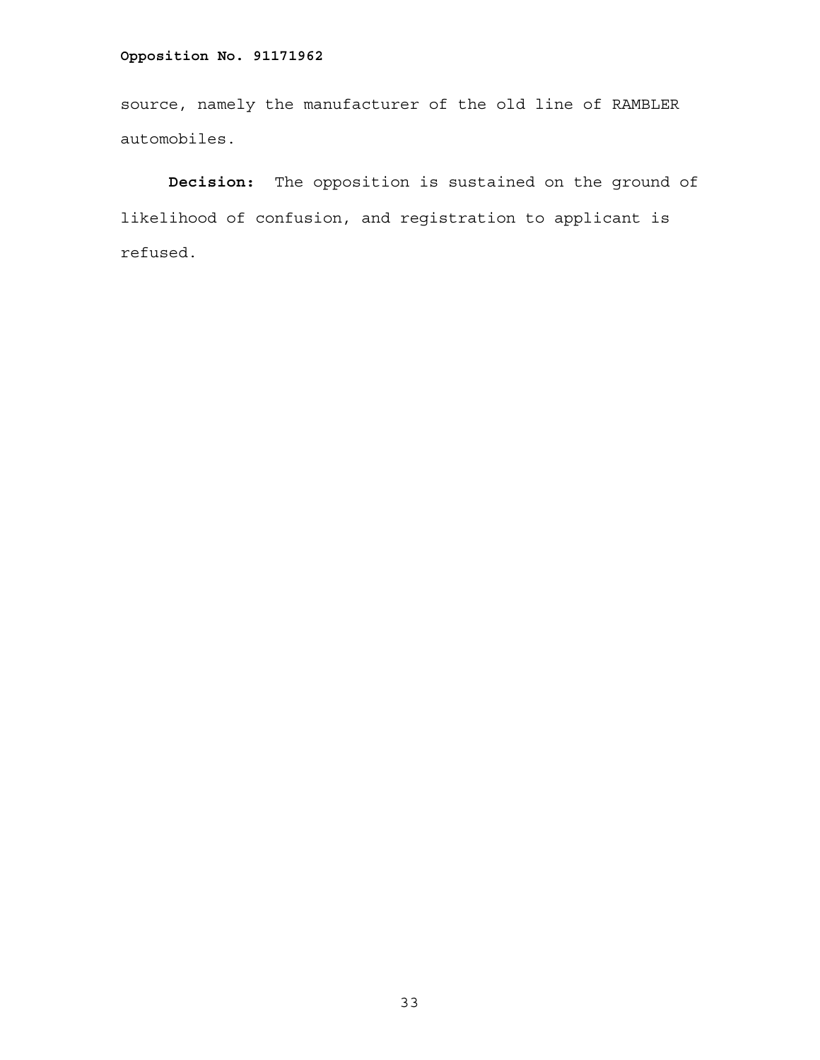source, namely the manufacturer of the old line of RAMBLER automobiles.

**Decision:** The opposition is sustained on the ground of likelihood of confusion, and registration to applicant is refused.